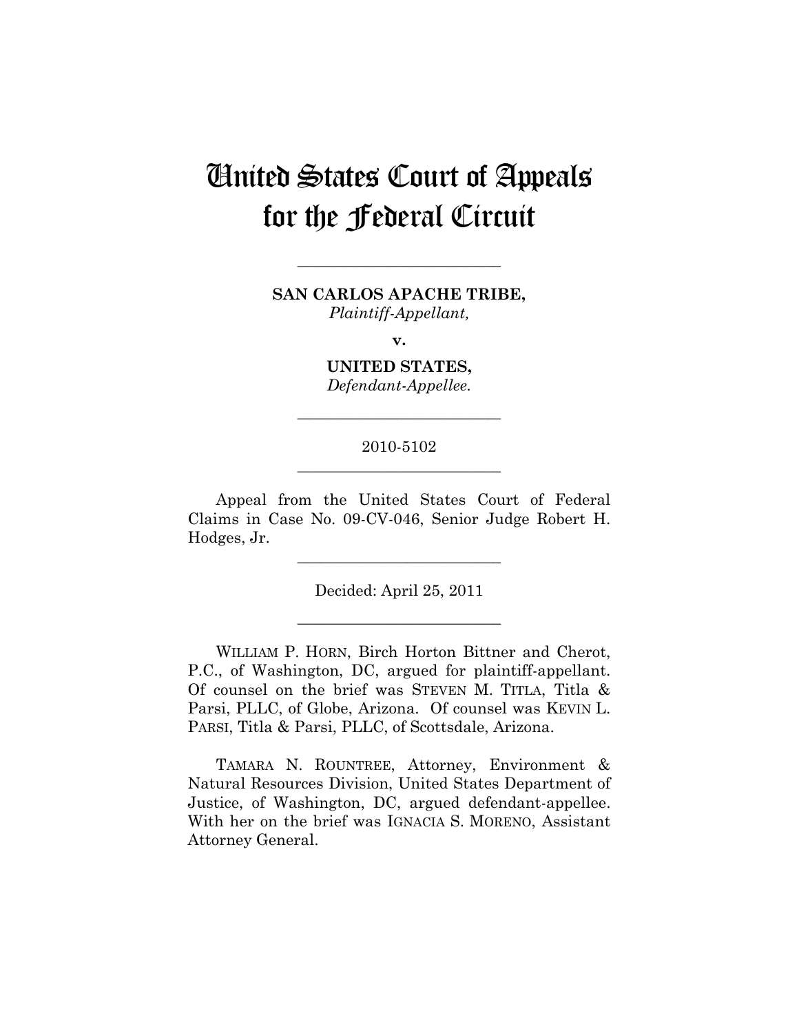# United States Court of Appeals for the Federal Circuit

---

**SAN CARLOS APACHE TRIBE,**
*Plaintiff-Appellant,*

**v.**

**UNITED STATES,**
*Defendant-Appellee.*

---

2010-5102

---

Appeal from the United States Court of Federal Claims in Case No. 09-CV-046, Senior Judge Robert H. Hodges, Jr.

---

Decided: April 25, 2011

---

WILLIAM P. HORN, Birch Horton Bittner and Cherot, P.C., of Washington, DC, argued for plaintiff-appellant. Of counsel on the brief was STEVEN M. TITLA, Titla & Parsi, PLLC, of Globe, Arizona. Of counsel was KEVIN L. PARSI, Titla & Parsi, PLLC, of Scottsdale, Arizona.

TAMARA N. ROUNTREE, Attorney, Environment & Natural Resources Division, United States Department of Justice, of Washington, DC, argued defendant-appellee. With her on the brief was IGNACIA S. MORENO, Assistant Attorney General.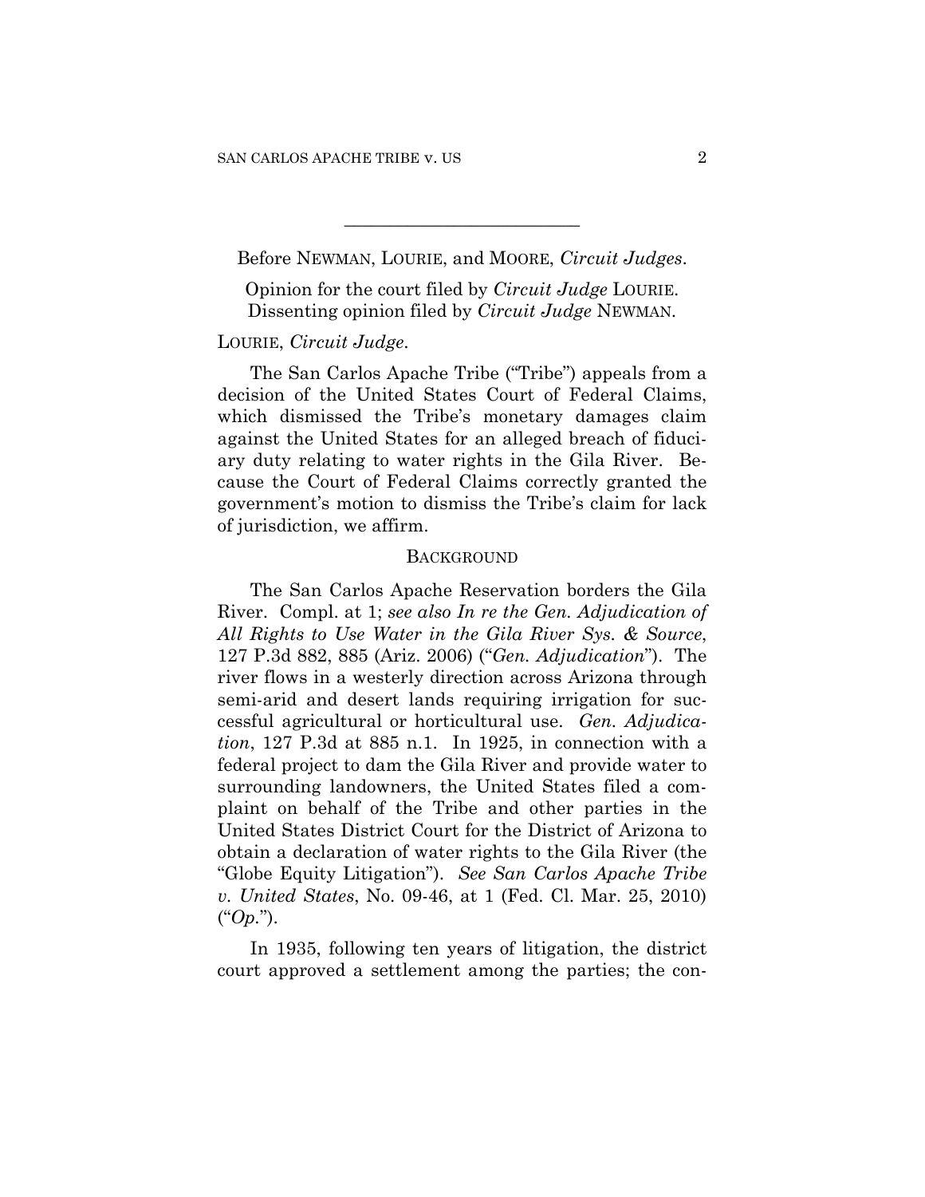Before NEWMAN, LOURIE, and MOORE, *Circuit Judges*.

Opinion for the court filed by *Circuit Judge* LOURIE.
Dissenting opinion filed by *Circuit Judge* NEWMAN.

LOURIE, *Circuit Judge*.

The San Carlos Apache Tribe ("Tribe") appeals from a decision of the United States Court of Federal Claims, which dismissed the Tribe's monetary damages claim against the United States for an alleged breach of fiduciary duty relating to water rights in the Gila River. Because the Court of Federal Claims correctly granted the government's motion to dismiss the Tribe's claim for lack of jurisdiction, we affirm.

## BACKGROUND

The San Carlos Apache Reservation borders the Gila River. Compl. at 1; *see also In re the Gen. Adjudication of All Rights to Use Water in the Gila River Sys. & Source*, 127 P.3d 882, 885 (Ariz. 2006) ("*Gen. Adjudication*"). The river flows in a westerly direction across Arizona through semi-arid and desert lands requiring irrigation for successful agricultural or horticultural use. *Gen. Adjudication*, 127 P.3d at 885 n.1. In 1925, in connection with a federal project to dam the Gila River and provide water to surrounding landowners, the United States filed a complaint on behalf of the Tribe and other parties in the United States District Court for the District of Arizona to obtain a declaration of water rights to the Gila River (the "Globe Equity Litigation"). *See San Carlos Apache Tribe v. United States*, No. 09-46, at 1 (Fed. Cl. Mar. 25, 2010) ("*Op.*").

In 1935, following ten years of litigation, the district court approved a settlement among the parties; the con-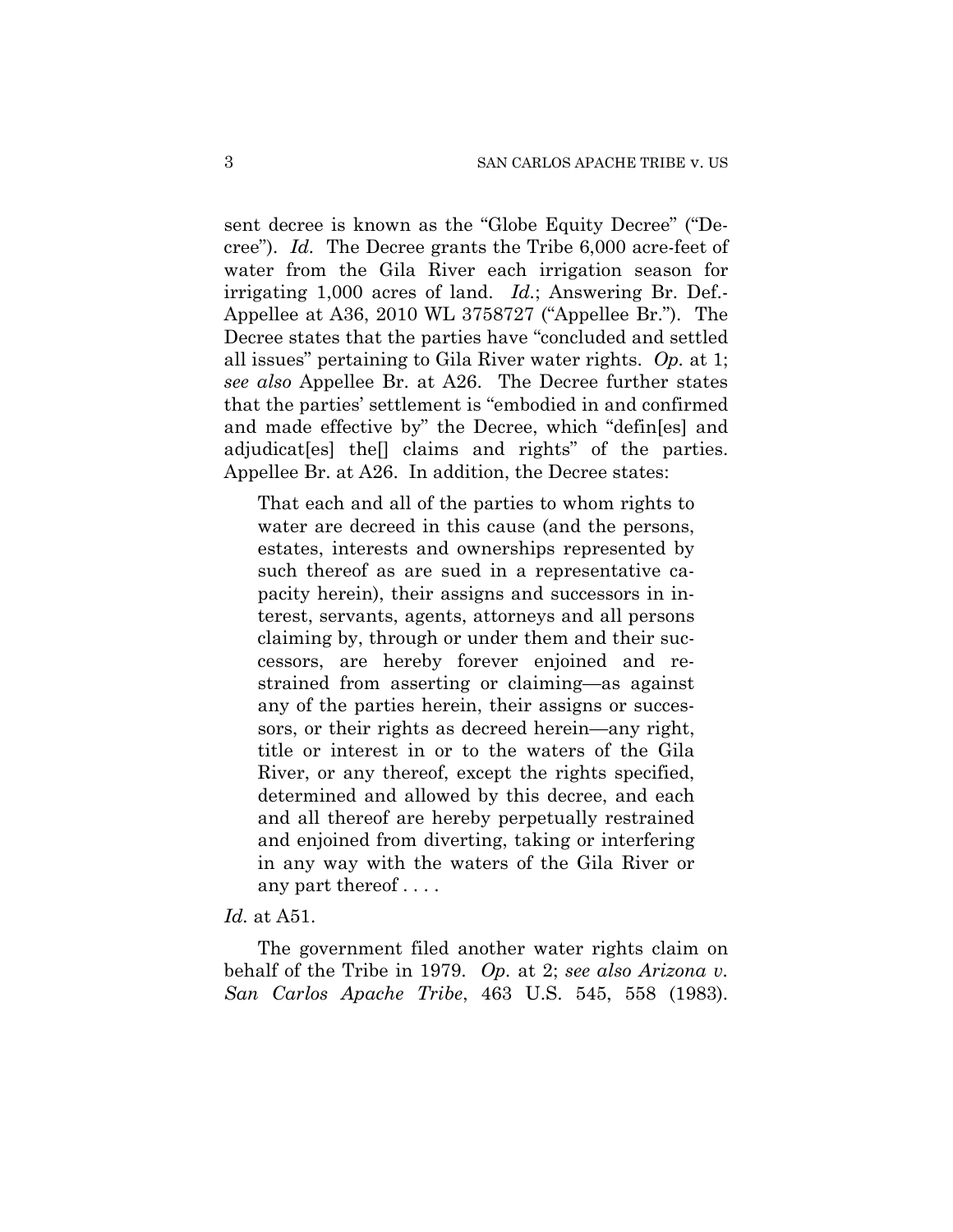sent decree is known as the "Globe Equity Decree" ("Decree"). *Id.* The Decree grants the Tribe 6,000 acre-feet of water from the Gila River each irrigation season for irrigating 1,000 acres of land. *Id.*; Answering Br. Def.-Appellee at A36, 2010 WL 3758727 ("Appellee Br."). The Decree states that the parties have "concluded and settled all issues" pertaining to Gila River water rights. *Op.* at 1; *see also* Appellee Br. at A26. The Decree further states that the parties' settlement is "embodied in and confirmed and made effective by" the Decree, which "defin[es] and adjudicat[es] the[] claims and rights" of the parties. Appellee Br. at A26. In addition, the Decree states:

> That each and all of the parties to whom rights to water are decreed in this cause (and the persons, estates, interests and ownerships represented by such thereof as are sued in a representative capacity herein), their assigns and successors in interest, servants, agents, attorneys and all persons claiming by, through or under them and their successors, are hereby forever enjoined and restrained from asserting or claiming—as against any of the parties herein, their assigns or successors, or their rights as decreed herein—any right, title or interest in or to the waters of the Gila River, or any thereof, except the rights specified, determined and allowed by this decree, and each and all thereof are hereby perpetually restrained and enjoined from diverting, taking or interfering in any way with the waters of the Gila River or any part thereof . . . .

*Id.* at A51.

The government filed another water rights claim on behalf of the Tribe in 1979. *Op.* at 2; *see also Arizona v. San Carlos Apache Tribe*, 463 U.S. 545, 558 (1983).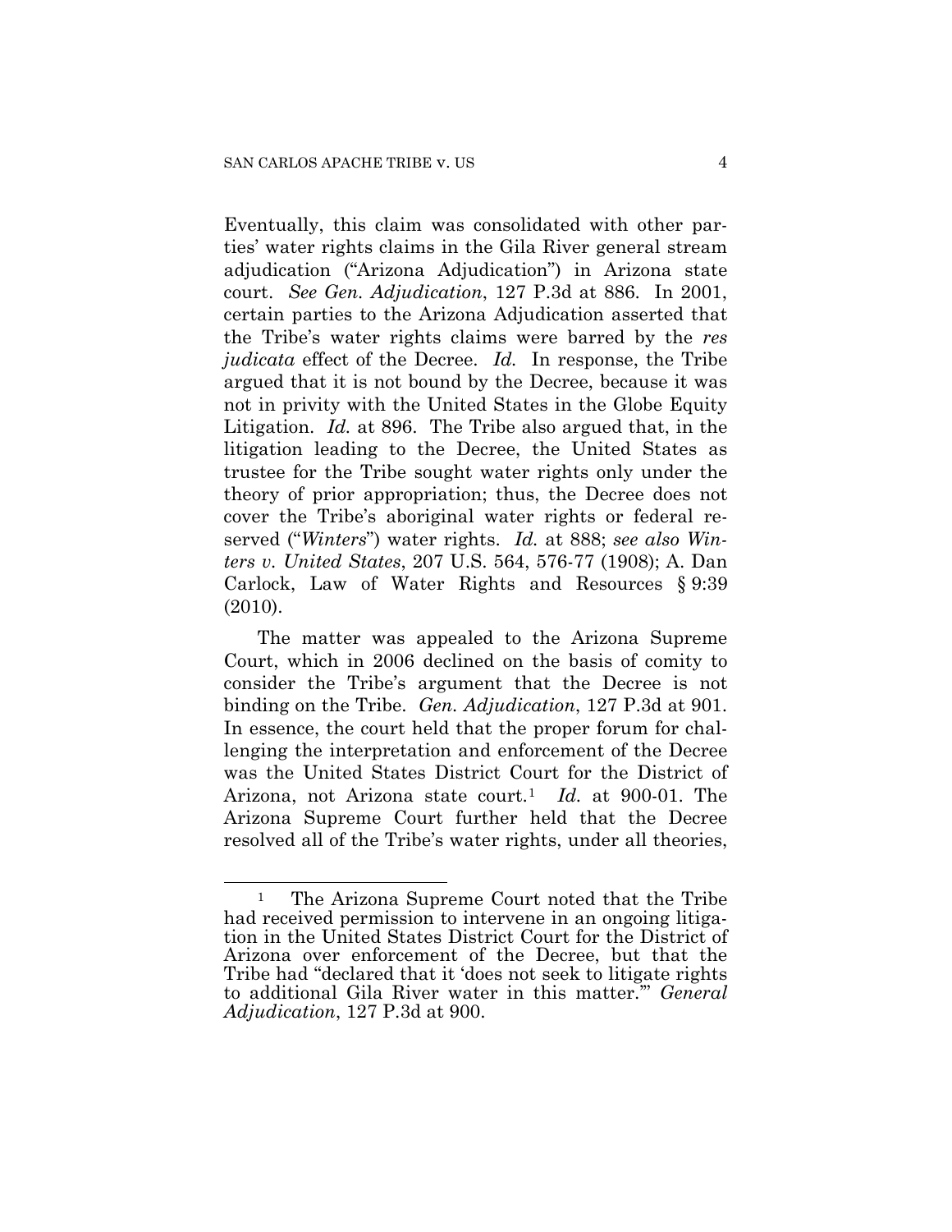Eventually, this claim was consolidated with other parties' water rights claims in the Gila River general stream adjudication ("Arizona Adjudication") in Arizona state court. *See Gen. Adjudication*, 127 P.3d at 886. In 2001, certain parties to the Arizona Adjudication asserted that the Tribe's water rights claims were barred by the *res judicata* effect of the Decree. *Id.* In response, the Tribe argued that it is not bound by the Decree, because it was not in privity with the United States in the Globe Equity Litigation. *Id.* at 896. The Tribe also argued that, in the litigation leading to the Decree, the United States as trustee for the Tribe sought water rights only under the theory of prior appropriation; thus, the Decree does not cover the Tribe's aboriginal water rights or federal reserved ("*Winters*") water rights. *Id.* at 888; *see also Winters v. United States*, 207 U.S. 564, 576-77 (1908); A. Dan Carlock, Law of Water Rights and Resources § 9:39 (2010).

The matter was appealed to the Arizona Supreme Court, which in 2006 declined on the basis of comity to consider the Tribe's argument that the Decree is not binding on the Tribe. *Gen. Adjudication*, 127 P.3d at 901. In essence, the court held that the proper forum for challenging the interpretation and enforcement of the Decree was the United States District Court for the District of Arizona, not Arizona state court.[1] *Id.* at 900-01. The Arizona Supreme Court further held that the Decree resolved all of the Tribe's water rights, under all theories,

[1] The Arizona Supreme Court noted that the Tribe had received permission to intervene in an ongoing litigation in the United States District Court for the District of Arizona over enforcement of the Decree, but that the Tribe had "declared that it 'does not seek to litigate rights to additional Gila River water in this matter.'" *General Adjudication*, 127 P.3d at 900.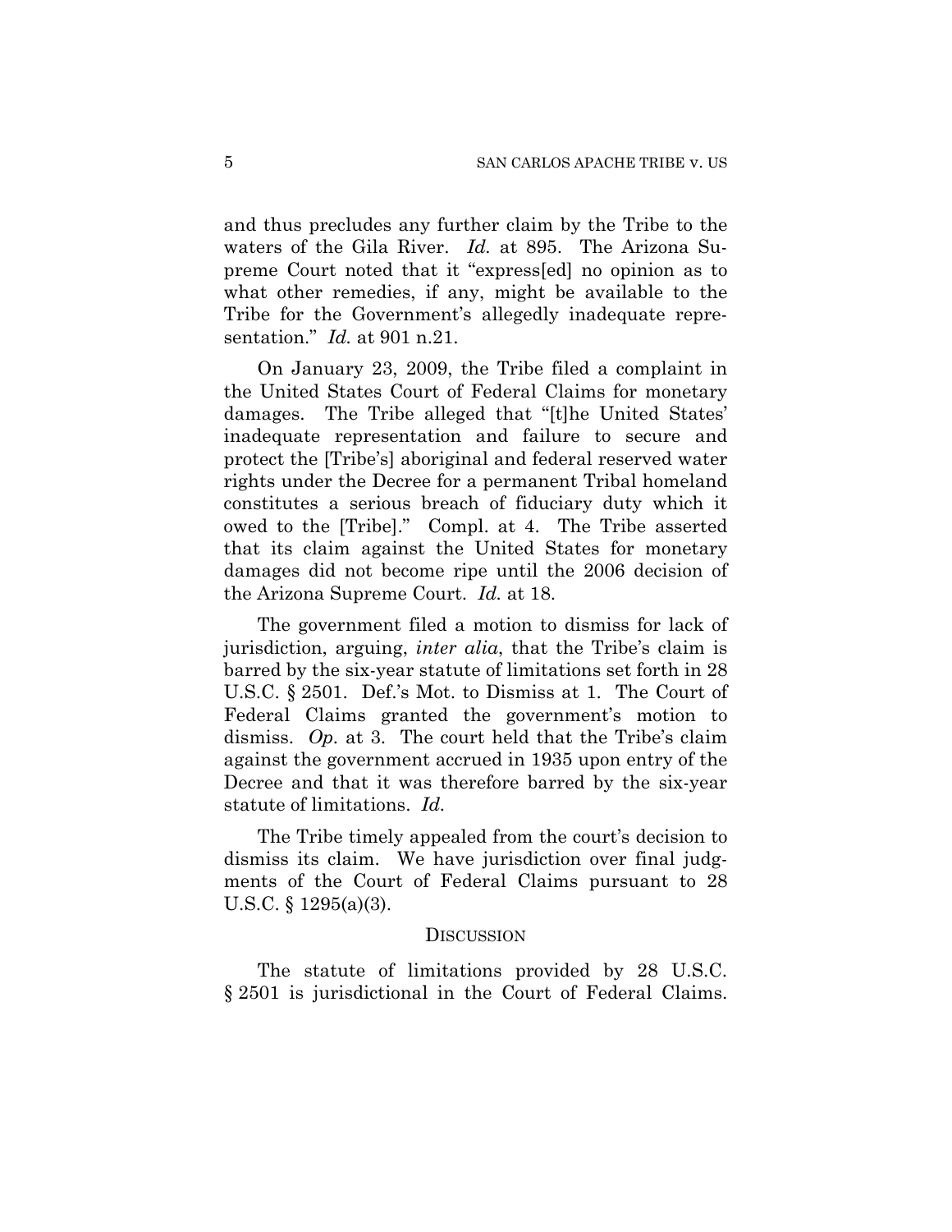and thus precludes any further claim by the Tribe to the waters of the Gila River. *Id.* at 895. The Arizona Supreme Court noted that it "express[ed] no opinion as to what other remedies, if any, might be available to the Tribe for the Government's allegedly inadequate representation." *Id.* at 901 n.21.

On January 23, 2009, the Tribe filed a complaint in the United States Court of Federal Claims for monetary damages. The Tribe alleged that "[t]he United States' inadequate representation and failure to secure and protect the [Tribe's] aboriginal and federal reserved water rights under the Decree for a permanent Tribal homeland constitutes a serious breach of fiduciary duty which it owed to the [Tribe]." Compl. at 4. The Tribe asserted that its claim against the United States for monetary damages did not become ripe until the 2006 decision of the Arizona Supreme Court. *Id.* at 18.

The government filed a motion to dismiss for lack of jurisdiction, arguing, *inter alia*, that the Tribe's claim is barred by the six-year statute of limitations set forth in 28 U.S.C. § 2501. Def.'s Mot. to Dismiss at 1. The Court of Federal Claims granted the government's motion to dismiss. *Op.* at 3. The court held that the Tribe's claim against the government accrued in 1935 upon entry of the Decree and that it was therefore barred by the six-year statute of limitations. *Id.*

The Tribe timely appealed from the court's decision to dismiss its claim. We have jurisdiction over final judgments of the Court of Federal Claims pursuant to 28 U.S.C. § 1295(a)(3).

## DISCUSSION

The statute of limitations provided by 28 U.S.C. § 2501 is jurisdictional in the Court of Federal Claims.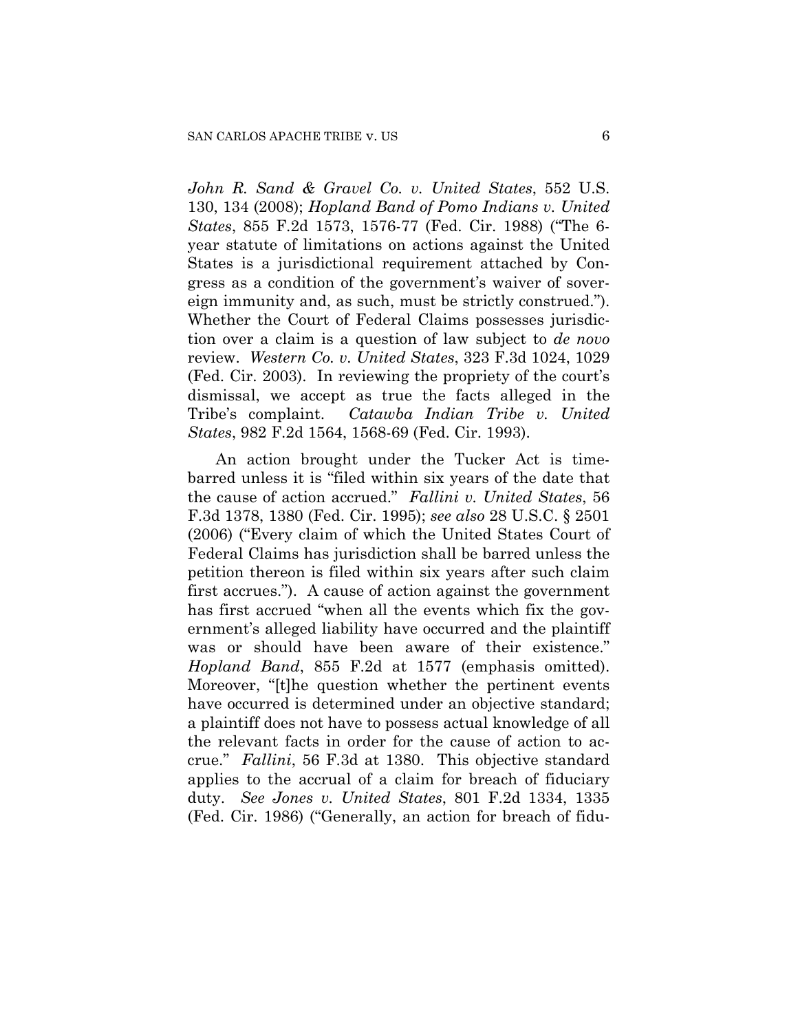*John R. Sand & Gravel Co. v. United States*, 552 U.S. 130, 134 (2008); *Hopland Band of Pomo Indians v. United States*, 855 F.2d 1573, 1576-77 (Fed. Cir. 1988) ("The 6-year statute of limitations on actions against the United States is a jurisdictional requirement attached by Congress as a condition of the government's waiver of sovereign immunity and, as such, must be strictly construed."). Whether the Court of Federal Claims possesses jurisdiction over a claim is a question of law subject to *de novo* review. *Western Co. v. United States*, 323 F.3d 1024, 1029 (Fed. Cir. 2003). In reviewing the propriety of the court's dismissal, we accept as true the facts alleged in the Tribe's complaint. *Catawba Indian Tribe v. United States*, 982 F.2d 1564, 1568-69 (Fed. Cir. 1993).

An action brought under the Tucker Act is time-barred unless it is "filed within six years of the date that the cause of action accrued." *Fallini v. United States*, 56 F.3d 1378, 1380 (Fed. Cir. 1995); *see also* 28 U.S.C. § 2501 (2006) ("Every claim of which the United States Court of Federal Claims has jurisdiction shall be barred unless the petition thereon is filed within six years after such claim first accrues."). A cause of action against the government has first accrued "when all the events which fix the government's alleged liability have occurred and the plaintiff was or should have been aware of their existence." *Hopland Band*, 855 F.2d at 1577 (emphasis omitted). Moreover, "[t]he question whether the pertinent events have occurred is determined under an objective standard; a plaintiff does not have to possess actual knowledge of all the relevant facts in order for the cause of action to accrue." *Fallini*, 56 F.3d at 1380. This objective standard applies to the accrual of a claim for breach of fiduciary duty. *See Jones v. United States*, 801 F.2d 1334, 1335 (Fed. Cir. 1986) ("Generally, an action for breach of fidu-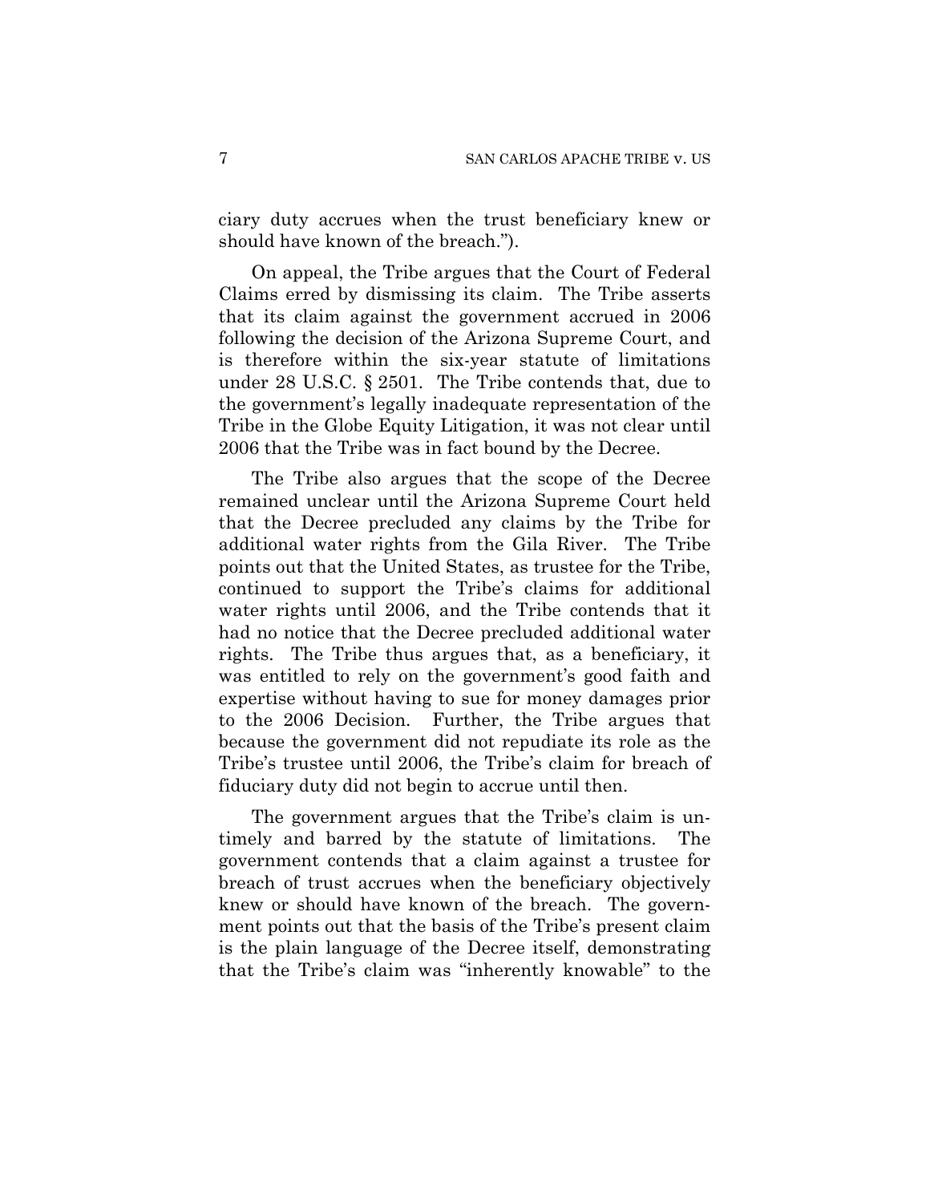ciary duty accrues when the trust beneficiary knew or should have known of the breach.").

On appeal, the Tribe argues that the Court of Federal Claims erred by dismissing its claim. The Tribe asserts that its claim against the government accrued in 2006 following the decision of the Arizona Supreme Court, and is therefore within the six-year statute of limitations under 28 U.S.C. § 2501. The Tribe contends that, due to the government's legally inadequate representation of the Tribe in the Globe Equity Litigation, it was not clear until 2006 that the Tribe was in fact bound by the Decree.

The Tribe also argues that the scope of the Decree remained unclear until the Arizona Supreme Court held that the Decree precluded any claims by the Tribe for additional water rights from the Gila River. The Tribe points out that the United States, as trustee for the Tribe, continued to support the Tribe's claims for additional water rights until 2006, and the Tribe contends that it had no notice that the Decree precluded additional water rights. The Tribe thus argues that, as a beneficiary, it was entitled to rely on the government's good faith and expertise without having to sue for money damages prior to the 2006 Decision. Further, the Tribe argues that because the government did not repudiate its role as the Tribe's trustee until 2006, the Tribe's claim for breach of fiduciary duty did not begin to accrue until then.

The government argues that the Tribe's claim is untimely and barred by the statute of limitations. The government contends that a claim against a trustee for breach of trust accrues when the beneficiary objectively knew or should have known of the breach. The government points out that the basis of the Tribe's present claim is the plain language of the Decree itself, demonstrating that the Tribe's claim was "inherently knowable" to the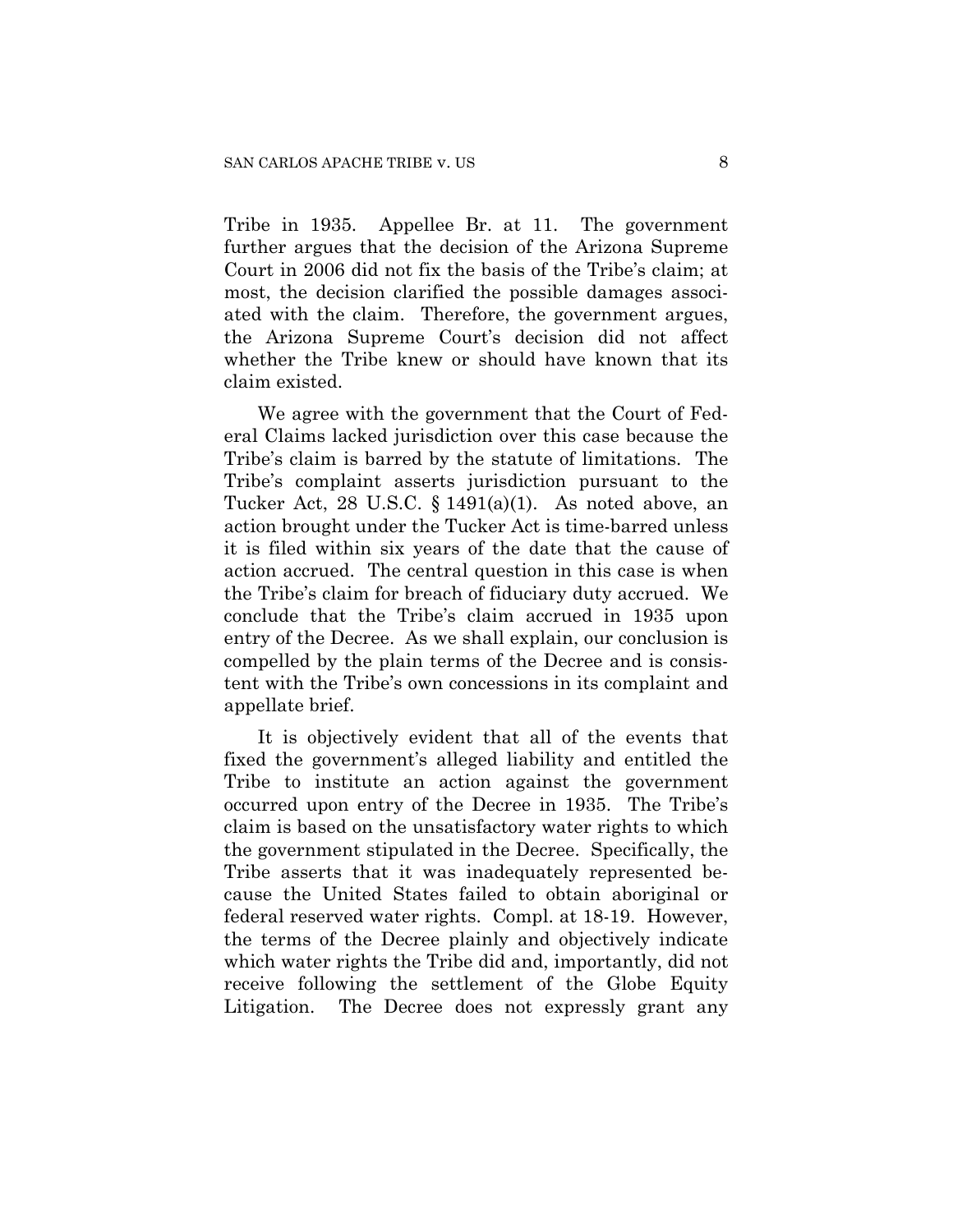Tribe in 1935. Appellee Br. at 11. The government further argues that the decision of the Arizona Supreme Court in 2006 did not fix the basis of the Tribe's claim; at most, the decision clarified the possible damages associated with the claim. Therefore, the government argues, the Arizona Supreme Court's decision did not affect whether the Tribe knew or should have known that its claim existed.

We agree with the government that the Court of Federal Claims lacked jurisdiction over this case because the Tribe's claim is barred by the statute of limitations. The Tribe's complaint asserts jurisdiction pursuant to the Tucker Act, 28 U.S.C. § 1491(a)(1). As noted above, an action brought under the Tucker Act is time-barred unless it is filed within six years of the date that the cause of action accrued. The central question in this case is when the Tribe's claim for breach of fiduciary duty accrued. We conclude that the Tribe's claim accrued in 1935 upon entry of the Decree. As we shall explain, our conclusion is compelled by the plain terms of the Decree and is consistent with the Tribe's own concessions in its complaint and appellate brief.

It is objectively evident that all of the events that fixed the government's alleged liability and entitled the Tribe to institute an action against the government occurred upon entry of the Decree in 1935. The Tribe's claim is based on the unsatisfactory water rights to which the government stipulated in the Decree. Specifically, the Tribe asserts that it was inadequately represented because the United States failed to obtain aboriginal or federal reserved water rights. Compl. at 18-19. However, the terms of the Decree plainly and objectively indicate which water rights the Tribe did and, importantly, did not receive following the settlement of the Globe Equity Litigation. The Decree does not expressly grant any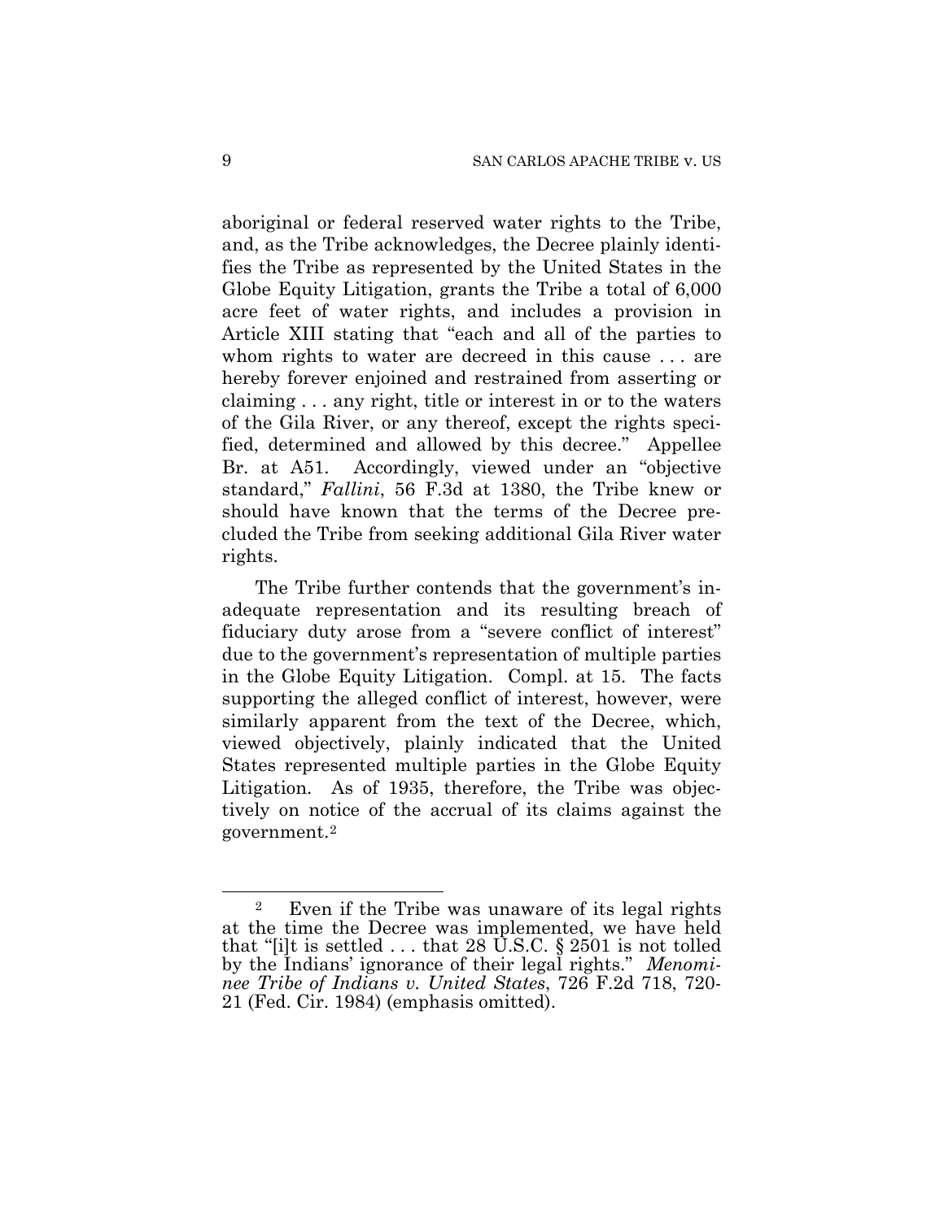aboriginal or federal reserved water rights to the Tribe, and, as the Tribe acknowledges, the Decree plainly identifies the Tribe as represented by the United States in the Globe Equity Litigation, grants the Tribe a total of 6,000 acre feet of water rights, and includes a provision in Article XIII stating that "each and all of the parties to whom rights to water are decreed in this cause . . . are hereby forever enjoined and restrained from asserting or claiming . . . any right, title or interest in or to the waters of the Gila River, or any thereof, except the rights specified, determined and allowed by this decree." Appellee Br. at A51. Accordingly, viewed under an "objective standard," *Fallini*, 56 F.3d at 1380, the Tribe knew or should have known that the terms of the Decree precluded the Tribe from seeking additional Gila River water rights.

The Tribe further contends that the government's inadequate representation and its resulting breach of fiduciary duty arose from a "severe conflict of interest" due to the government's representation of multiple parties in the Globe Equity Litigation. Compl. at 15. The facts supporting the alleged conflict of interest, however, were similarly apparent from the text of the Decree, which, viewed objectively, plainly indicated that the United States represented multiple parties in the Globe Equity Litigation. As of 1935, therefore, the Tribe was objectively on notice of the accrual of its claims against the government.[2]

[2] Even if the Tribe was unaware of its legal rights at the time the Decree was implemented, we have held that "[i]t is settled . . . that 28 U.S.C. § 2501 is not tolled by the Indians' ignorance of their legal rights." *Menominee Tribe of Indians v. United States*, 726 F.2d 718, 720-21 (Fed. Cir. 1984) (emphasis omitted).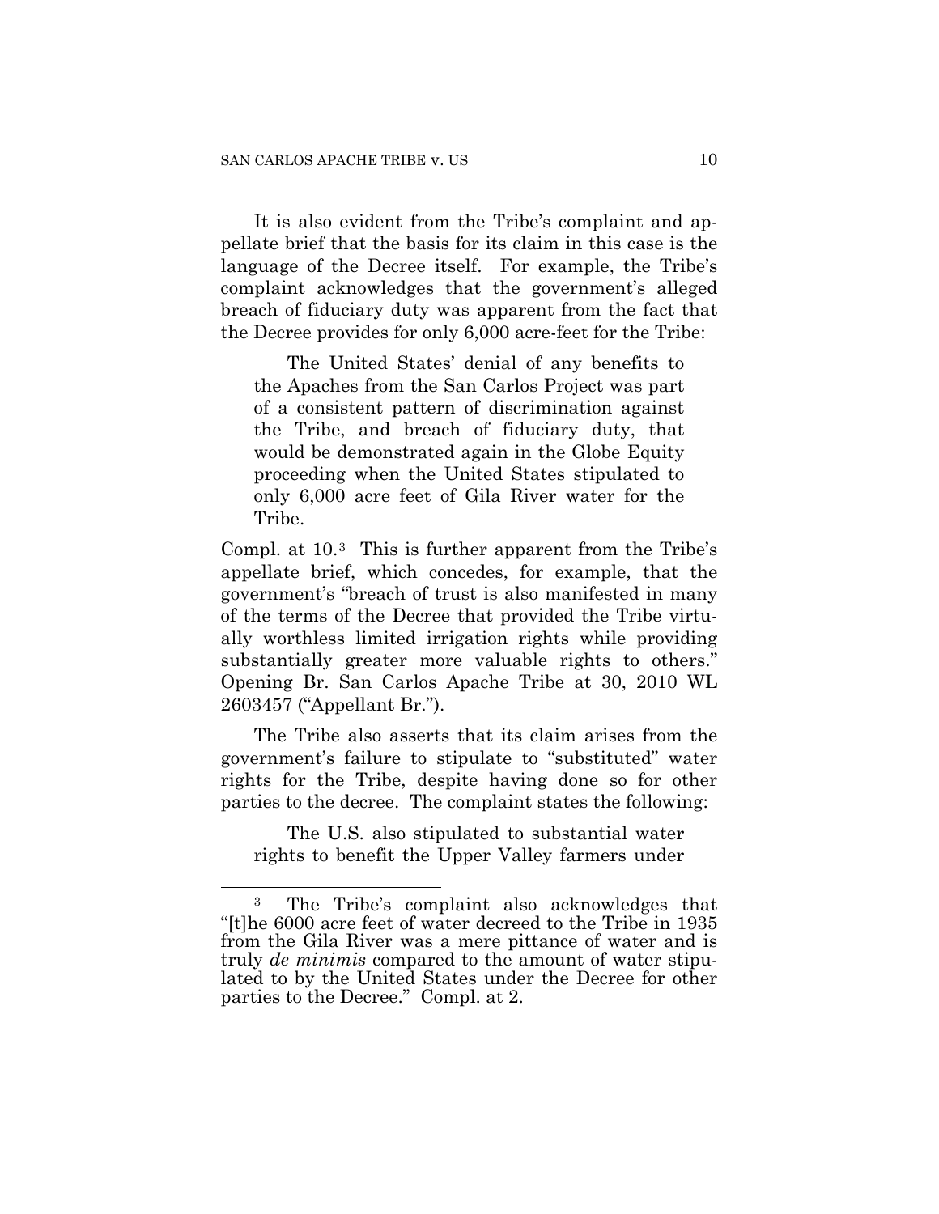It is also evident from the Tribe's complaint and appellate brief that the basis for its claim in this case is the language of the Decree itself. For example, the Tribe's complaint acknowledges that the government's alleged breach of fiduciary duty was apparent from the fact that the Decree provides for only 6,000 acre-feet for the Tribe:

> The United States' denial of any benefits to the Apaches from the San Carlos Project was part of a consistent pattern of discrimination against the Tribe, and breach of fiduciary duty, that would be demonstrated again in the Globe Equity proceeding when the United States stipulated to only 6,000 acre feet of Gila River water for the Tribe.

Compl. at 10.[3] This is further apparent from the Tribe's appellate brief, which concedes, for example, that the government's "breach of trust is also manifested in many of the terms of the Decree that provided the Tribe virtually worthless limited irrigation rights while providing substantially greater more valuable rights to others." Opening Br. San Carlos Apache Tribe at 30, 2010 WL 2603457 ("Appellant Br.").

The Tribe also asserts that its claim arises from the government's failure to stipulate to "substituted" water rights for the Tribe, despite having done so for other parties to the decree. The complaint states the following:

> The U.S. also stipulated to substantial water rights to benefit the Upper Valley farmers under

---

[3] The Tribe's complaint also acknowledges that "[t]he 6000 acre feet of water decreed to the Tribe in 1935 from the Gila River was a mere pittance of water and is truly *de minimis* compared to the amount of water stipulated to by the United States under the Decree for other parties to the Decree." Compl. at 2.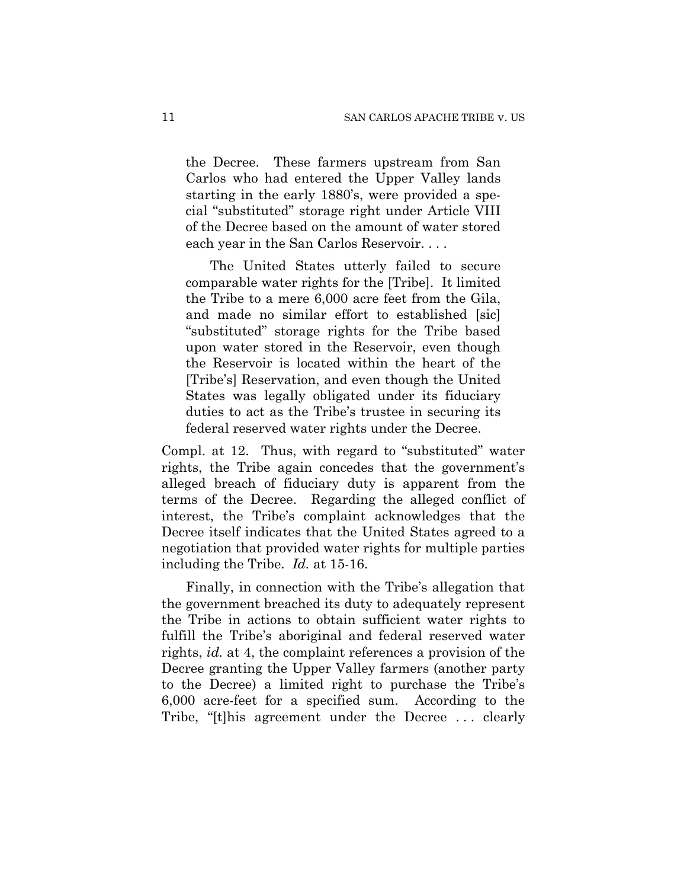> the Decree. These farmers upstream from San Carlos who had entered the Upper Valley lands starting in the early 1880's, were provided a special "substituted" storage right under Article VIII of the Decree based on the amount of water stored each year in the San Carlos Reservoir. . . .
>
> The United States utterly failed to secure comparable water rights for the [Tribe]. It limited the Tribe to a mere 6,000 acre feet from the Gila, and made no similar effort to established [sic] "substituted" storage rights for the Tribe based upon water stored in the Reservoir, even though the Reservoir is located within the heart of the [Tribe's] Reservation, and even though the United States was legally obligated under its fiduciary duties to act as the Tribe's trustee in securing its federal reserved water rights under the Decree.

Compl. at 12. Thus, with regard to "substituted" water rights, the Tribe again concedes that the government's alleged breach of fiduciary duty is apparent from the terms of the Decree. Regarding the alleged conflict of interest, the Tribe's complaint acknowledges that the Decree itself indicates that the United States agreed to a negotiation that provided water rights for multiple parties including the Tribe. *Id.* at 15-16.

Finally, in connection with the Tribe's allegation that the government breached its duty to adequately represent the Tribe in actions to obtain sufficient water rights to fulfill the Tribe's aboriginal and federal reserved water rights, *id.* at 4, the complaint references a provision of the Decree granting the Upper Valley farmers (another party to the Decree) a limited right to purchase the Tribe's 6,000 acre-feet for a specified sum. According to the Tribe, "[t]his agreement under the Decree . . . clearly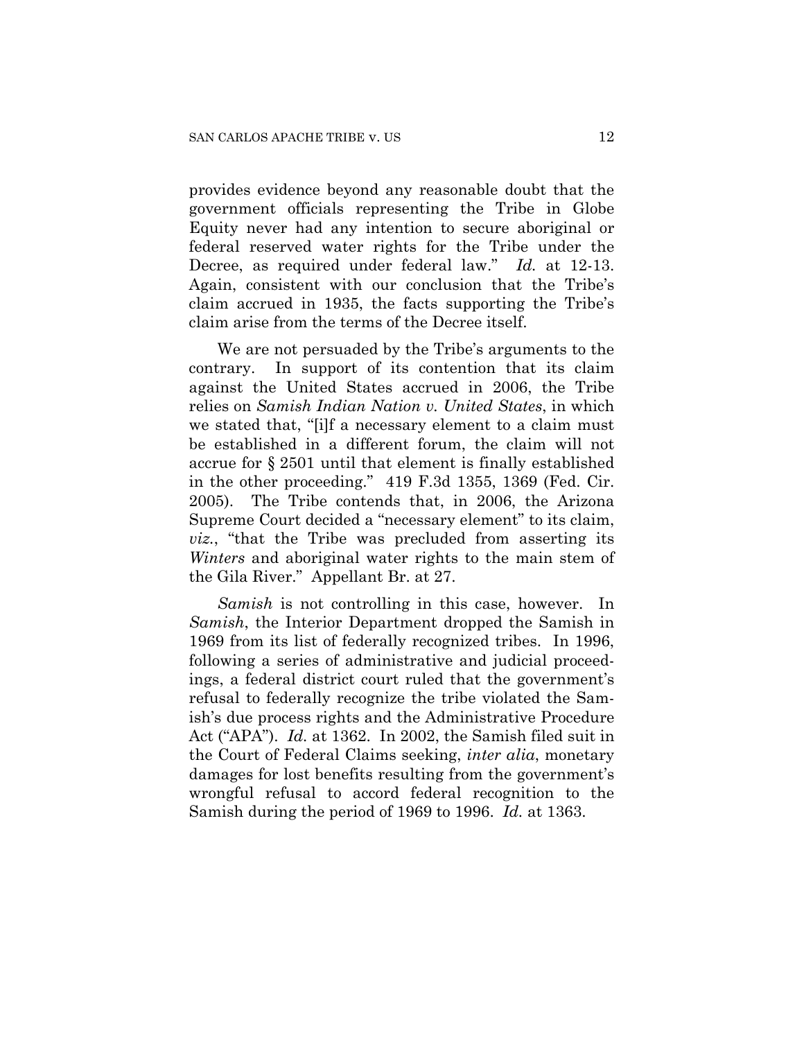provides evidence beyond any reasonable doubt that the government officials representing the Tribe in Globe Equity never had any intention to secure aboriginal or federal reserved water rights for the Tribe under the Decree, as required under federal law." *Id.* at 12-13. Again, consistent with our conclusion that the Tribe's claim accrued in 1935, the facts supporting the Tribe's claim arise from the terms of the Decree itself.

We are not persuaded by the Tribe's arguments to the contrary. In support of its contention that its claim against the United States accrued in 2006, the Tribe relies on *Samish Indian Nation v. United States*, in which we stated that, "[i]f a necessary element to a claim must be established in a different forum, the claim will not accrue for § 2501 until that element is finally established in the other proceeding." 419 F.3d 1355, 1369 (Fed. Cir. 2005). The Tribe contends that, in 2006, the Arizona Supreme Court decided a "necessary element" to its claim, *viz.*, "that the Tribe was precluded from asserting its *Winters* and aboriginal water rights to the main stem of the Gila River." Appellant Br. at 27.

*Samish* is not controlling in this case, however. In *Samish*, the Interior Department dropped the Samish in 1969 from its list of federally recognized tribes. In 1996, following a series of administrative and judicial proceedings, a federal district court ruled that the government's refusal to federally recognize the tribe violated the Samish's due process rights and the Administrative Procedure Act ("APA"). *Id.* at 1362. In 2002, the Samish filed suit in the Court of Federal Claims seeking, *inter alia*, monetary damages for lost benefits resulting from the government's wrongful refusal to accord federal recognition to the Samish during the period of 1969 to 1996. *Id.* at 1363.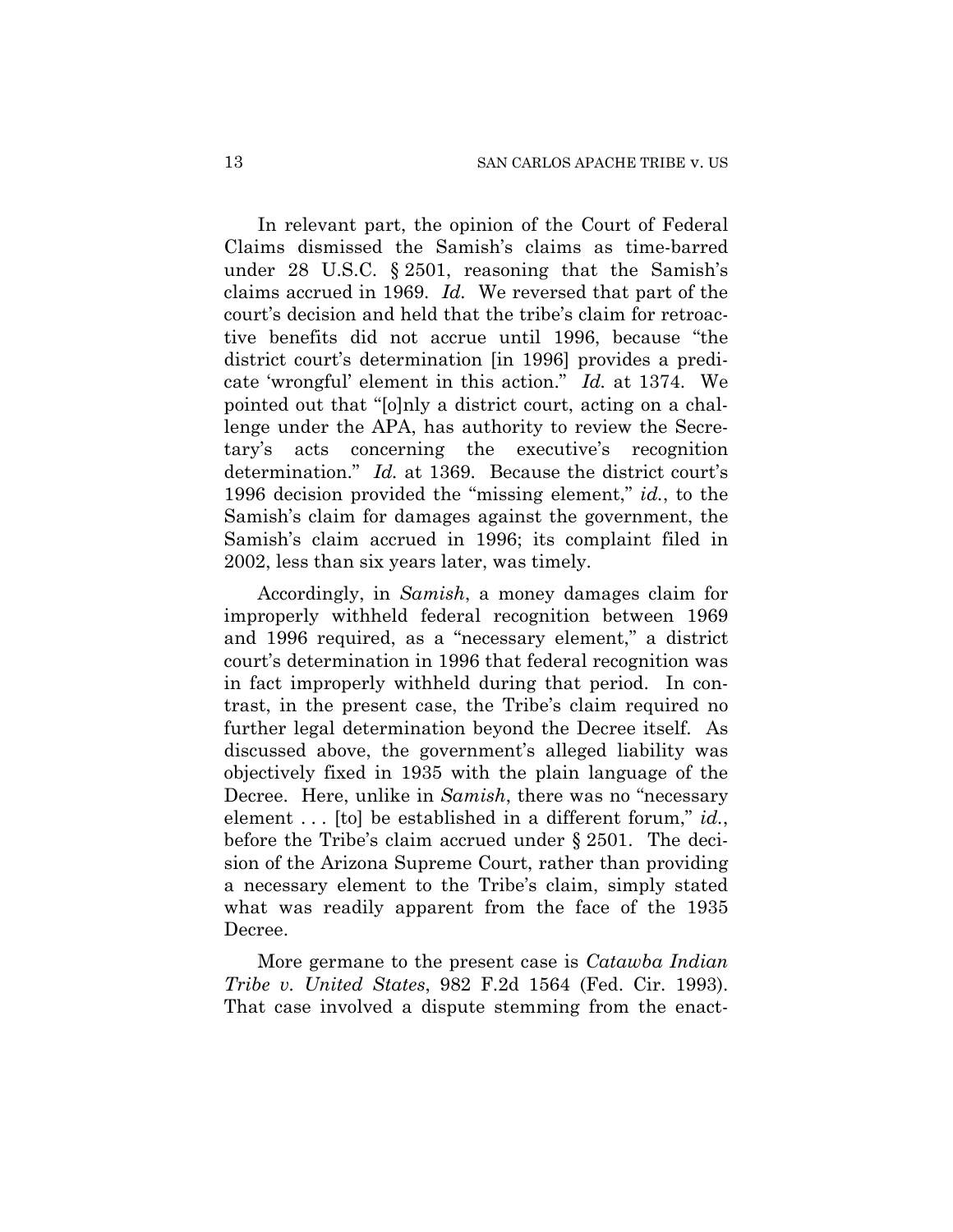In relevant part, the opinion of the Court of Federal Claims dismissed the Samish's claims as time-barred under 28 U.S.C. § 2501, reasoning that the Samish's claims accrued in 1969. *Id.* We reversed that part of the court's decision and held that the tribe's claim for retroactive benefits did not accrue until 1996, because "the district court's determination [in 1996] provides a predicate 'wrongful' element in this action." *Id.* at 1374. We pointed out that "[o]nly a district court, acting on a challenge under the APA, has authority to review the Secretary's acts concerning the executive's recognition determination." *Id.* at 1369. Because the district court's 1996 decision provided the "missing element," *id.*, to the Samish's claim for damages against the government, the Samish's claim accrued in 1996; its complaint filed in 2002, less than six years later, was timely.

Accordingly, in *Samish*, a money damages claim for improperly withheld federal recognition between 1969 and 1996 required, as a "necessary element," a district court's determination in 1996 that federal recognition was in fact improperly withheld during that period. In contrast, in the present case, the Tribe's claim required no further legal determination beyond the Decree itself. As discussed above, the government's alleged liability was objectively fixed in 1935 with the plain language of the Decree. Here, unlike in *Samish*, there was no "necessary element . . . [to] be established in a different forum," *id.*, before the Tribe's claim accrued under § 2501. The decision of the Arizona Supreme Court, rather than providing a necessary element to the Tribe's claim, simply stated what was readily apparent from the face of the 1935 Decree.

More germane to the present case is *Catawba Indian Tribe v. United States*, 982 F.2d 1564 (Fed. Cir. 1993). That case involved a dispute stemming from the enact-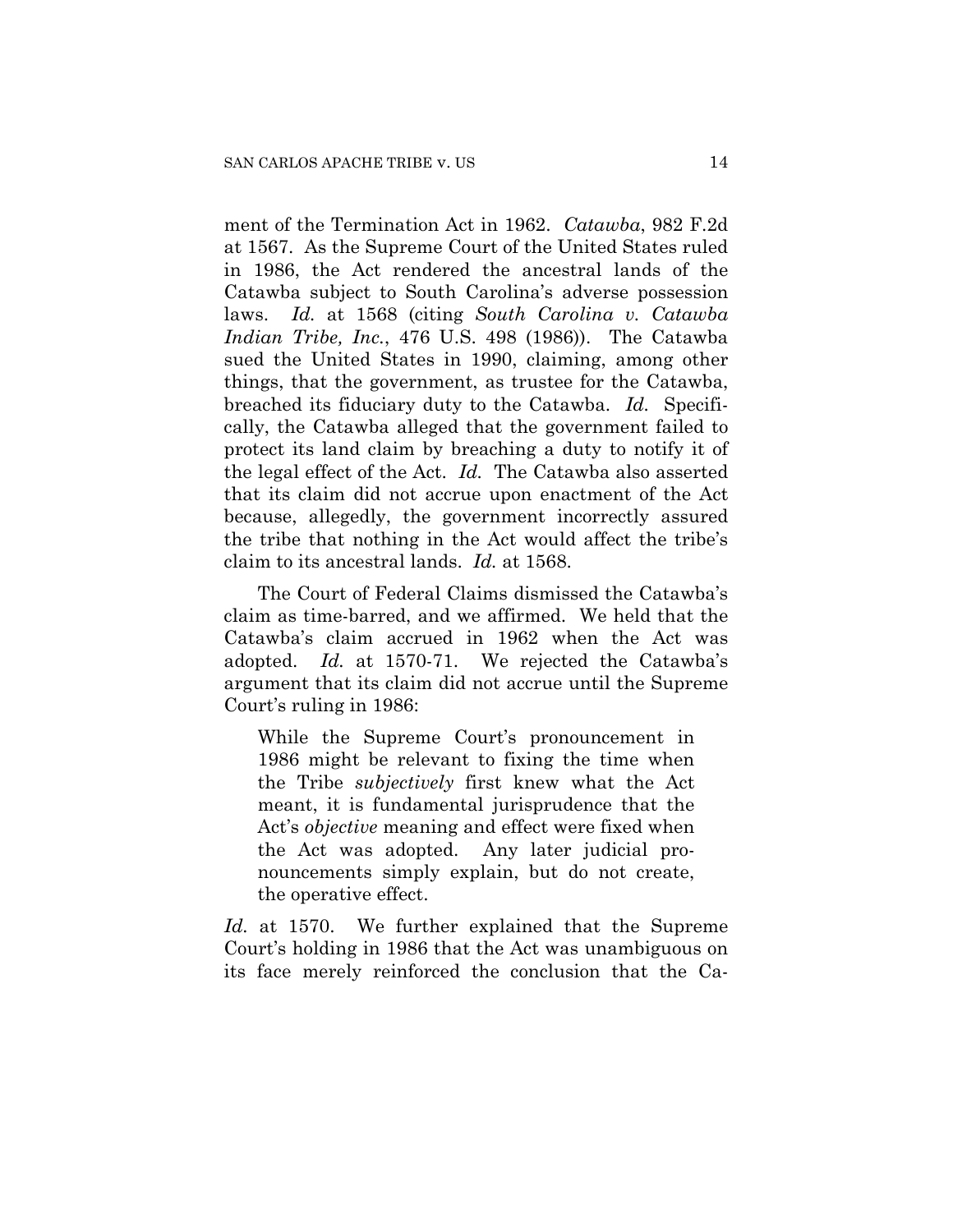ment of the Termination Act in 1962. *Catawba*, 982 F.2d at 1567. As the Supreme Court of the United States ruled in 1986, the Act rendered the ancestral lands of the Catawba subject to South Carolina's adverse possession laws. *Id.* at 1568 (citing *South Carolina v. Catawba Indian Tribe, Inc.*, 476 U.S. 498 (1986)). The Catawba sued the United States in 1990, claiming, among other things, that the government, as trustee for the Catawba, breached its fiduciary duty to the Catawba. *Id.* Specifically, the Catawba alleged that the government failed to protect its land claim by breaching a duty to notify it of the legal effect of the Act. *Id.* The Catawba also asserted that its claim did not accrue upon enactment of the Act because, allegedly, the government incorrectly assured the tribe that nothing in the Act would affect the tribe's claim to its ancestral lands. *Id.* at 1568.

The Court of Federal Claims dismissed the Catawba's claim as time-barred, and we affirmed. We held that the Catawba's claim accrued in 1962 when the Act was adopted. *Id.* at 1570-71. We rejected the Catawba's argument that its claim did not accrue until the Supreme Court's ruling in 1986:

> While the Supreme Court's pronouncement in 1986 might be relevant to fixing the time when the Tribe *subjectively* first knew what the Act meant, it is fundamental jurisprudence that the Act's *objective* meaning and effect were fixed when the Act was adopted. Any later judicial pronouncements simply explain, but do not create, the operative effect.

*Id.* at 1570. We further explained that the Supreme Court's holding in 1986 that the Act was unambiguous on its face merely reinforced the conclusion that the Ca-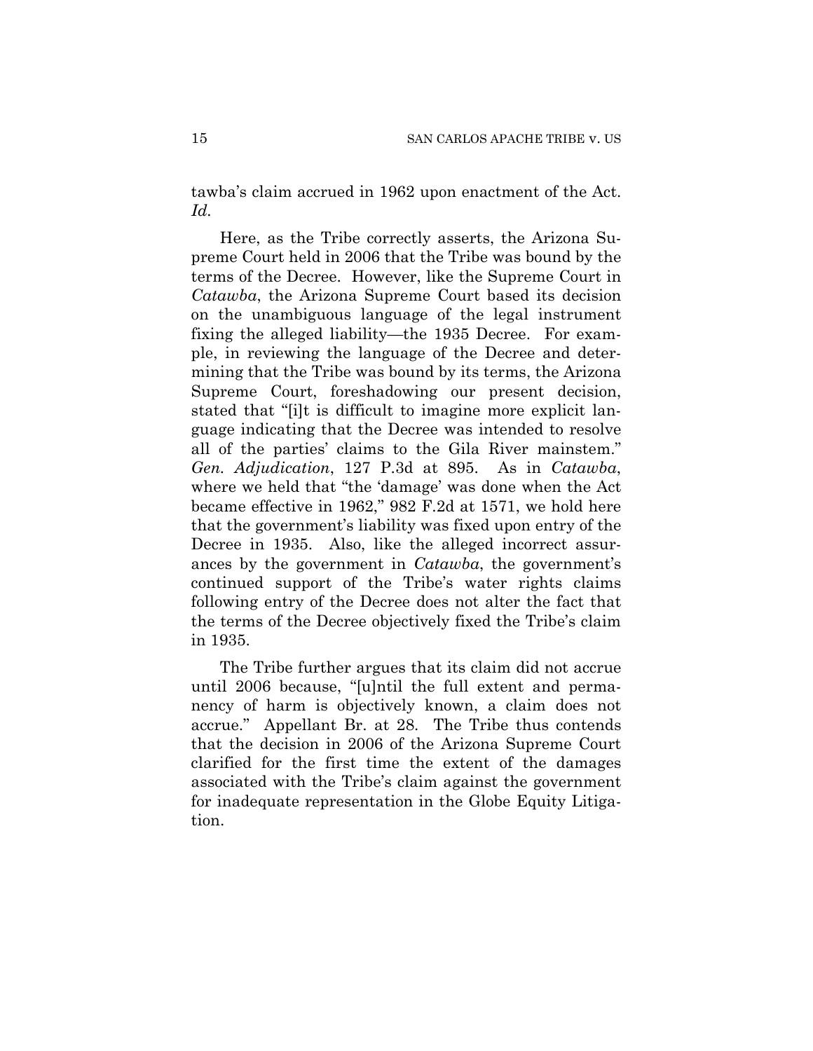tawba's claim accrued in 1962 upon enactment of the Act. *Id.*

Here, as the Tribe correctly asserts, the Arizona Supreme Court held in 2006 that the Tribe was bound by the terms of the Decree. However, like the Supreme Court in *Catawba*, the Arizona Supreme Court based its decision on the unambiguous language of the legal instrument fixing the alleged liability—the 1935 Decree. For example, in reviewing the language of the Decree and determining that the Tribe was bound by its terms, the Arizona Supreme Court, foreshadowing our present decision, stated that "[i]t is difficult to imagine more explicit language indicating that the Decree was intended to resolve all of the parties' claims to the Gila River mainstem." *Gen. Adjudication*, 127 P.3d at 895. As in *Catawba*, where we held that "the 'damage' was done when the Act became effective in 1962," 982 F.2d at 1571, we hold here that the government's liability was fixed upon entry of the Decree in 1935. Also, like the alleged incorrect assurances by the government in *Catawba*, the government's continued support of the Tribe's water rights claims following entry of the Decree does not alter the fact that the terms of the Decree objectively fixed the Tribe's claim in 1935.

The Tribe further argues that its claim did not accrue until 2006 because, "[u]ntil the full extent and permanency of harm is objectively known, a claim does not accrue." Appellant Br. at 28. The Tribe thus contends that the decision in 2006 of the Arizona Supreme Court clarified for the first time the extent of the damages associated with the Tribe's claim against the government for inadequate representation in the Globe Equity Litigation.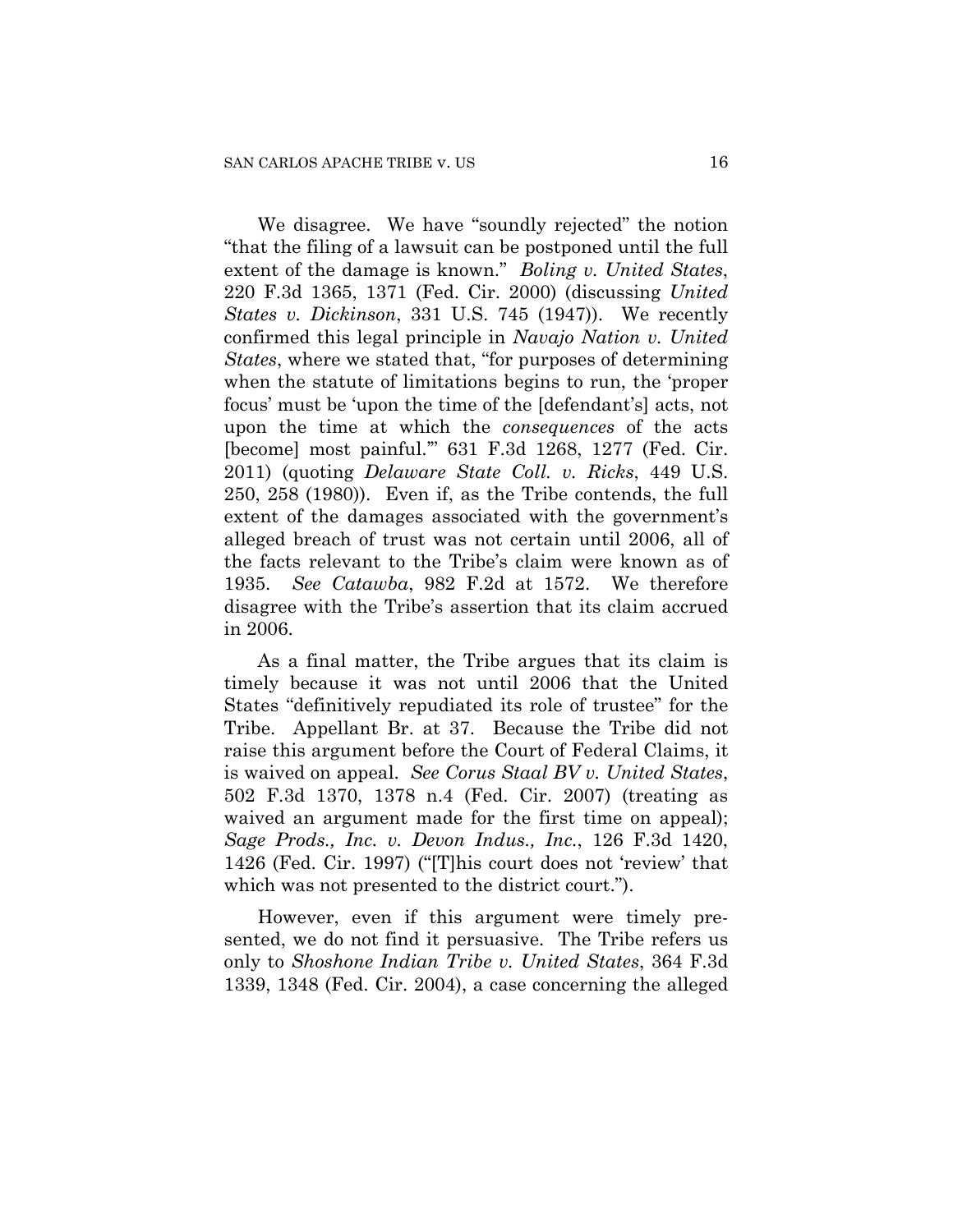We disagree. We have "soundly rejected" the notion "that the filing of a lawsuit can be postponed until the full extent of the damage is known." *Boling v. United States*, 220 F.3d 1365, 1371 (Fed. Cir. 2000) (discussing *United States v. Dickinson*, 331 U.S. 745 (1947)). We recently confirmed this legal principle in *Navajo Nation v. United States*, where we stated that, "for purposes of determining when the statute of limitations begins to run, the 'proper focus' must be 'upon the time of the [defendant's] acts, not upon the time at which the *consequences* of the acts [become] most painful.'" 631 F.3d 1268, 1277 (Fed. Cir. 2011) (quoting *Delaware State Coll. v. Ricks*, 449 U.S. 250, 258 (1980)). Even if, as the Tribe contends, the full extent of the damages associated with the government's alleged breach of trust was not certain until 2006, all of the facts relevant to the Tribe's claim were known as of 1935. *See Catawba*, 982 F.2d at 1572. We therefore disagree with the Tribe's assertion that its claim accrued in 2006.

As a final matter, the Tribe argues that its claim is timely because it was not until 2006 that the United States "definitively repudiated its role of trustee" for the Tribe. Appellant Br. at 37. Because the Tribe did not raise this argument before the Court of Federal Claims, it is waived on appeal. *See Corus Staal BV v. United States*, 502 F.3d 1370, 1378 n.4 (Fed. Cir. 2007) (treating as waived an argument made for the first time on appeal); *Sage Prods., Inc. v. Devon Indus., Inc.*, 126 F.3d 1420, 1426 (Fed. Cir. 1997) ("[T]his court does not 'review' that which was not presented to the district court.").

However, even if this argument were timely presented, we do not find it persuasive. The Tribe refers us only to *Shoshone Indian Tribe v. United States*, 364 F.3d 1339, 1348 (Fed. Cir. 2004), a case concerning the alleged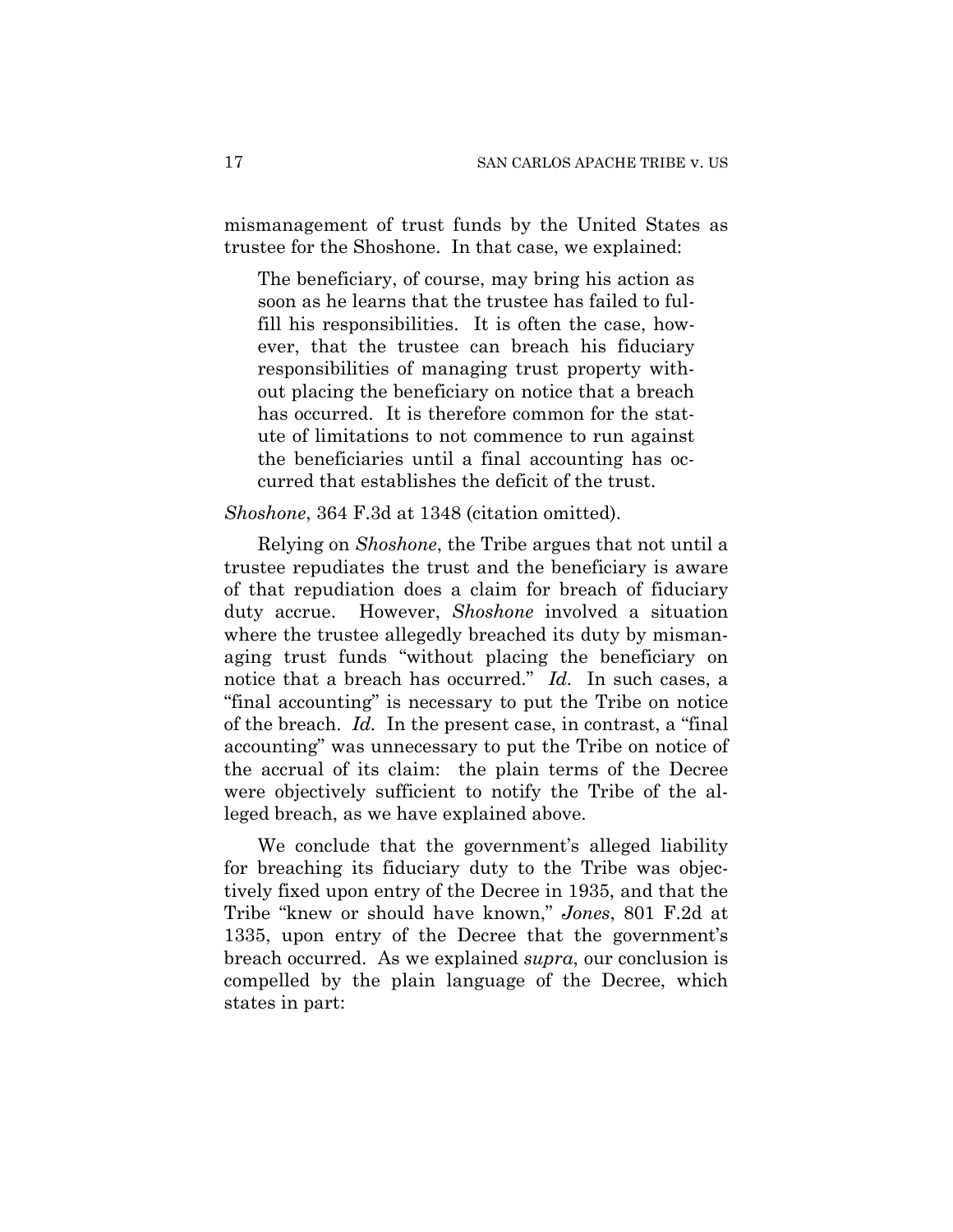mismanagement of trust funds by the United States as trustee for the Shoshone. In that case, we explained:

> The beneficiary, of course, may bring his action as soon as he learns that the trustee has failed to fulfill his responsibilities. It is often the case, however, that the trustee can breach his fiduciary responsibilities of managing trust property without placing the beneficiary on notice that a breach has occurred. It is therefore common for the statute of limitations to not commence to run against the beneficiaries until a final accounting has occurred that establishes the deficit of the trust.

*Shoshone*, 364 F.3d at 1348 (citation omitted).

Relying on *Shoshone*, the Tribe argues that not until a trustee repudiates the trust and the beneficiary is aware of that repudiation does a claim for breach of fiduciary duty accrue. However, *Shoshone* involved a situation where the trustee allegedly breached its duty by mismanaging trust funds "without placing the beneficiary on notice that a breach has occurred." *Id.* In such cases, a "final accounting" is necessary to put the Tribe on notice of the breach. *Id.* In the present case, in contrast, a "final accounting" was unnecessary to put the Tribe on notice of the accrual of its claim: the plain terms of the Decree were objectively sufficient to notify the Tribe of the alleged breach, as we have explained above.

We conclude that the government's alleged liability for breaching its fiduciary duty to the Tribe was objectively fixed upon entry of the Decree in 1935, and that the Tribe "knew or should have known," *Jones*, 801 F.2d at 1335, upon entry of the Decree that the government's breach occurred. As we explained *supra*, our conclusion is compelled by the plain language of the Decree, which states in part: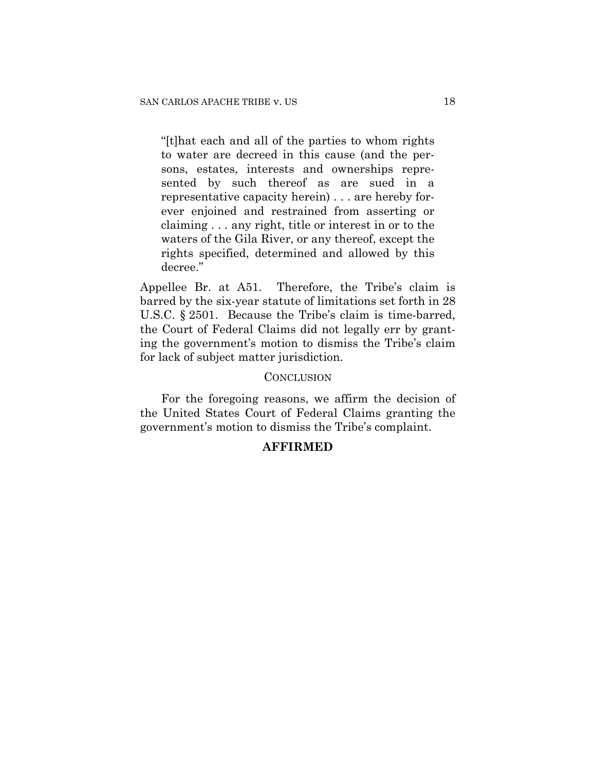> "[t]hat each and all of the parties to whom rights to water are decreed in this cause (and the persons, estates, interests and ownerships represented by such thereof as are sued in a representative capacity herein) . . . are hereby forever enjoined and restrained from asserting or claiming . . . any right, title or interest in or to the waters of the Gila River, or any thereof, except the rights specified, determined and allowed by this decree."

Appellee Br. at A51. Therefore, the Tribe's claim is barred by the six-year statute of limitations set forth in 28 U.S.C. § 2501. Because the Tribe's claim is time-barred, the Court of Federal Claims did not legally err by granting the government's motion to dismiss the Tribe's claim for lack of subject matter jurisdiction.

## CONCLUSION

For the foregoing reasons, we affirm the decision of the United States Court of Federal Claims granting the government's motion to dismiss the Tribe's complaint.

**AFFIRMED**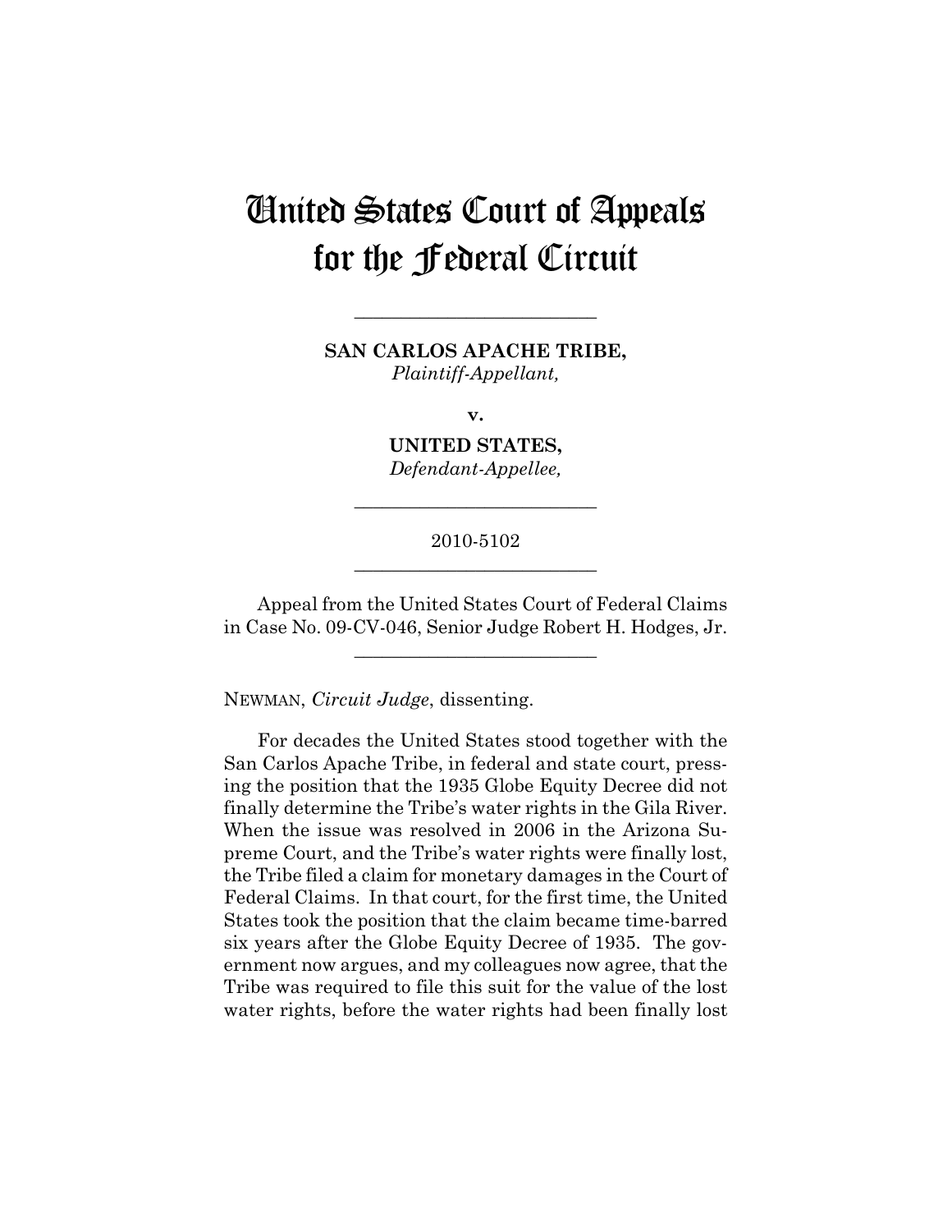# United States Court of Appeals for the Federal Circuit

---

**SAN CARLOS APACHE TRIBE,**
*Plaintiff-Appellant,*

**v.**

**UNITED STATES,**
*Defendant-Appellee,*

---

2010-5102

---

Appeal from the United States Court of Federal Claims in Case No. 09-CV-046, Senior Judge Robert H. Hodges, Jr.

---

NEWMAN, *Circuit Judge*, dissenting.

For decades the United States stood together with the San Carlos Apache Tribe, in federal and state court, pressing the position that the 1935 Globe Equity Decree did not finally determine the Tribe's water rights in the Gila River. When the issue was resolved in 2006 in the Arizona Supreme Court, and the Tribe's water rights were finally lost, the Tribe filed a claim for monetary damages in the Court of Federal Claims. In that court, for the first time, the United States took the position that the claim became time-barred six years after the Globe Equity Decree of 1935. The government now argues, and my colleagues now agree, that the Tribe was required to file this suit for the value of the lost water rights, before the water rights had been finally lost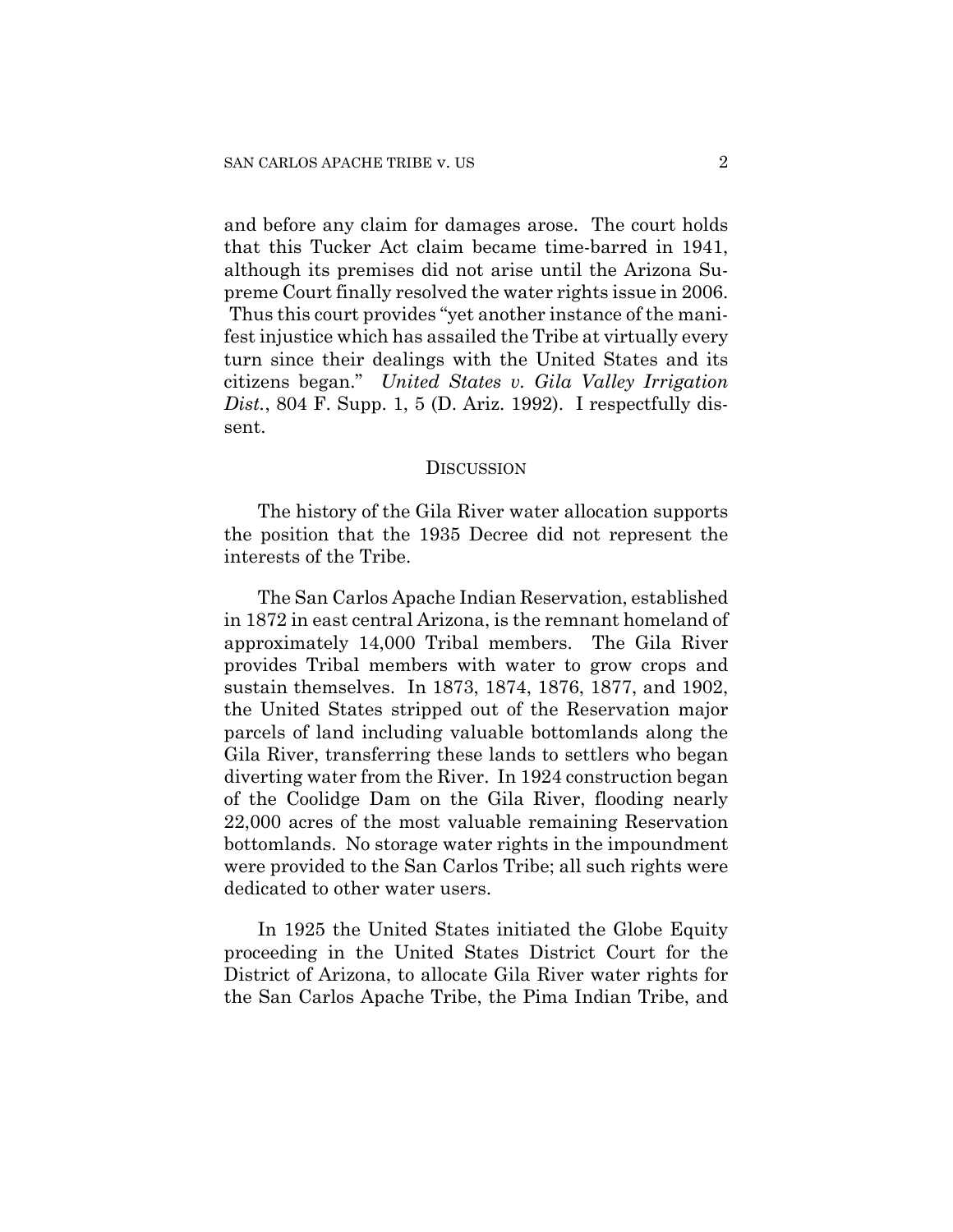and before any claim for damages arose. The court holds that this Tucker Act claim became time-barred in 1941, although its premises did not arise until the Arizona Supreme Court finally resolved the water rights issue in 2006. Thus this court provides "yet another instance of the manifest injustice which has assailed the Tribe at virtually every turn since their dealings with the United States and its citizens began." *United States v. Gila Valley Irrigation Dist.*, 804 F. Supp. 1, 5 (D. Ariz. 1992). I respectfully dissent.

## DISCUSSION

The history of the Gila River water allocation supports the position that the 1935 Decree did not represent the interests of the Tribe.

The San Carlos Apache Indian Reservation, established in 1872 in east central Arizona, is the remnant homeland of approximately 14,000 Tribal members. The Gila River provides Tribal members with water to grow crops and sustain themselves. In 1873, 1874, 1876, 1877, and 1902, the United States stripped out of the Reservation major parcels of land including valuable bottomlands along the Gila River, transferring these lands to settlers who began diverting water from the River. In 1924 construction began of the Coolidge Dam on the Gila River, flooding nearly 22,000 acres of the most valuable remaining Reservation bottomlands. No storage water rights in the impoundment were provided to the San Carlos Tribe; all such rights were dedicated to other water users.

In 1925 the United States initiated the Globe Equity proceeding in the United States District Court for the District of Arizona, to allocate Gila River water rights for the San Carlos Apache Tribe, the Pima Indian Tribe, and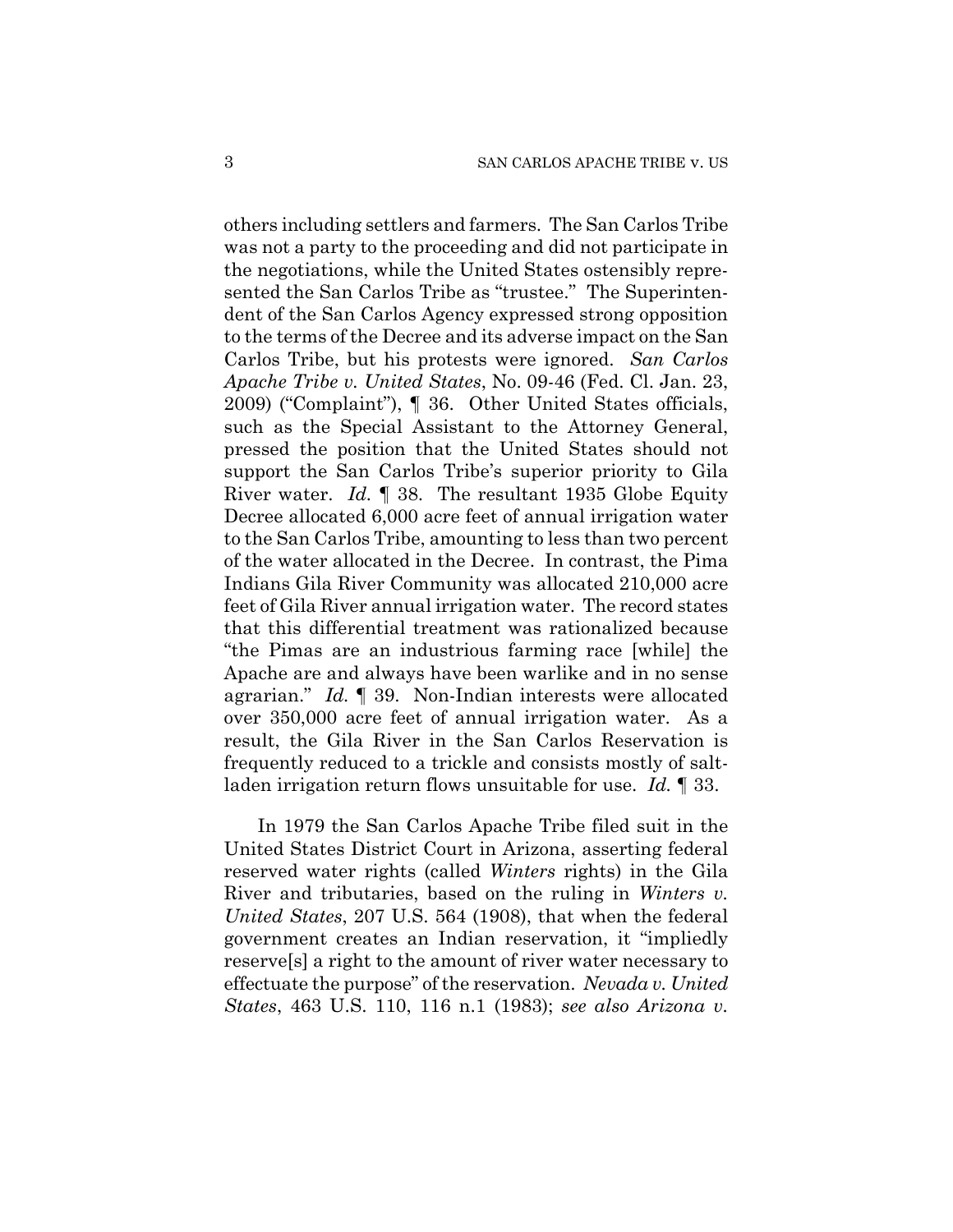others including settlers and farmers. The San Carlos Tribe was not a party to the proceeding and did not participate in the negotiations, while the United States ostensibly represented the San Carlos Tribe as "trustee." The Superintendent of the San Carlos Agency expressed strong opposition to the terms of the Decree and its adverse impact on the San Carlos Tribe, but his protests were ignored. *San Carlos Apache Tribe v. United States*, No. 09-46 (Fed. Cl. Jan. 23, 2009) ("Complaint"), ¶ 36. Other United States officials, such as the Special Assistant to the Attorney General, pressed the position that the United States should not support the San Carlos Tribe's superior priority to Gila River water. *Id.* ¶ 38. The resultant 1935 Globe Equity Decree allocated 6,000 acre feet of annual irrigation water to the San Carlos Tribe, amounting to less than two percent of the water allocated in the Decree. In contrast, the Pima Indians Gila River Community was allocated 210,000 acre feet of Gila River annual irrigation water. The record states that this differential treatment was rationalized because "the Pimas are an industrious farming race [while] the Apache are and always have been warlike and in no sense agrarian." *Id.* ¶ 39. Non-Indian interests were allocated over 350,000 acre feet of annual irrigation water. As a result, the Gila River in the San Carlos Reservation is frequently reduced to a trickle and consists mostly of salt-laden irrigation return flows unsuitable for use. *Id.* ¶ 33.

In 1979 the San Carlos Apache Tribe filed suit in the United States District Court in Arizona, asserting federal reserved water rights (called *Winters* rights) in the Gila River and tributaries, based on the ruling in *Winters v. United States*, 207 U.S. 564 (1908), that when the federal government creates an Indian reservation, it "impliedly reserve[s] a right to the amount of river water necessary to effectuate the purpose" of the reservation. *Nevada v. United States*, 463 U.S. 110, 116 n.1 (1983); *see also Arizona v.*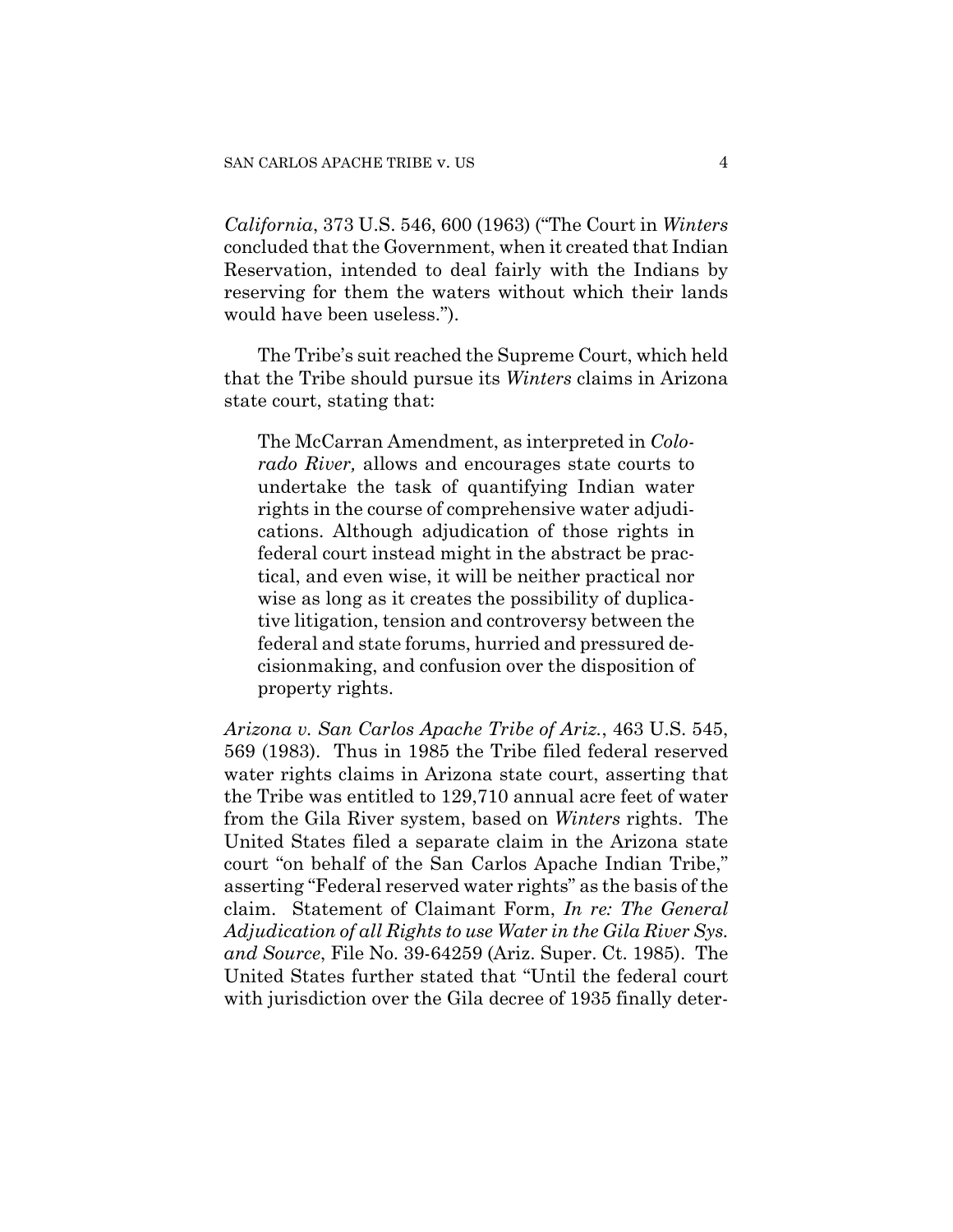*California*, 373 U.S. 546, 600 (1963) ("The Court in *Winters* concluded that the Government, when it created that Indian Reservation, intended to deal fairly with the Indians by reserving for them the waters without which their lands would have been useless.").

The Tribe's suit reached the Supreme Court, which held that the Tribe should pursue its *Winters* claims in Arizona state court, stating that:

> The McCarran Amendment, as interpreted in *Colorado River,* allows and encourages state courts to undertake the task of quantifying Indian water rights in the course of comprehensive water adjudications. Although adjudication of those rights in federal court instead might in the abstract be practical, and even wise, it will be neither practical nor wise as long as it creates the possibility of duplicative litigation, tension and controversy between the federal and state forums, hurried and pressured decisionmaking, and confusion over the disposition of property rights.

*Arizona v. San Carlos Apache Tribe of Ariz.*, 463 U.S. 545, 569 (1983). Thus in 1985 the Tribe filed federal reserved water rights claims in Arizona state court, asserting that the Tribe was entitled to 129,710 annual acre feet of water from the Gila River system, based on *Winters* rights. The United States filed a separate claim in the Arizona state court "on behalf of the San Carlos Apache Indian Tribe," asserting "Federal reserved water rights" as the basis of the claim. Statement of Claimant Form, *In re: The General Adjudication of all Rights to use Water in the Gila River Sys. and Source*, File No. 39-64259 (Ariz. Super. Ct. 1985). The United States further stated that "Until the federal court with jurisdiction over the Gila decree of 1935 finally deter-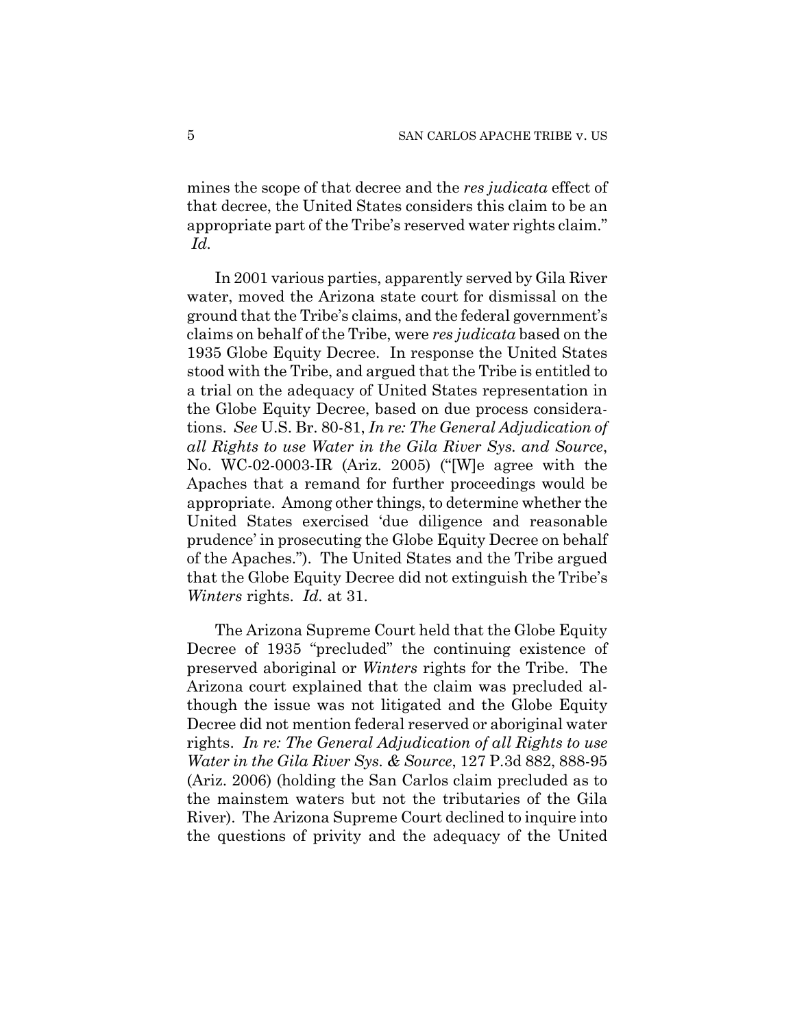mines the scope of that decree and the *res judicata* effect of that decree, the United States considers this claim to be an appropriate part of the Tribe's reserved water rights claim." *Id.*

In 2001 various parties, apparently served by Gila River water, moved the Arizona state court for dismissal on the ground that the Tribe's claims, and the federal government's claims on behalf of the Tribe, were *res judicata* based on the 1935 Globe Equity Decree. In response the United States stood with the Tribe, and argued that the Tribe is entitled to a trial on the adequacy of United States representation in the Globe Equity Decree, based on due process considerations. *See* U.S. Br. 80-81, *In re: The General Adjudication of all Rights to use Water in the Gila River Sys. and Source*, No. WC-02-0003-IR (Ariz. 2005) ("[W]e agree with the Apaches that a remand for further proceedings would be appropriate. Among other things, to determine whether the United States exercised 'due diligence and reasonable prudence' in prosecuting the Globe Equity Decree on behalf of the Apaches."). The United States and the Tribe argued that the Globe Equity Decree did not extinguish the Tribe's *Winters* rights. *Id.* at 31.

The Arizona Supreme Court held that the Globe Equity Decree of 1935 "precluded" the continuing existence of preserved aboriginal or *Winters* rights for the Tribe. The Arizona court explained that the claim was precluded although the issue was not litigated and the Globe Equity Decree did not mention federal reserved or aboriginal water rights. *In re: The General Adjudication of all Rights to use Water in the Gila River Sys. & Source*, 127 P.3d 882, 888-95 (Ariz. 2006) (holding the San Carlos claim precluded as to the mainstem waters but not the tributaries of the Gila River). The Arizona Supreme Court declined to inquire into the questions of privity and the adequacy of the United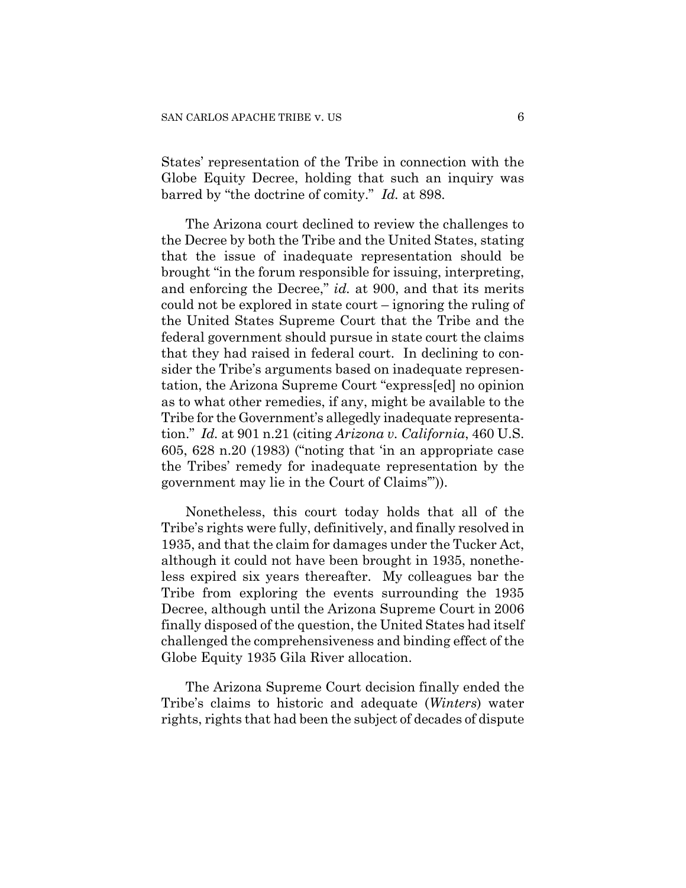States' representation of the Tribe in connection with the Globe Equity Decree, holding that such an inquiry was barred by "the doctrine of comity." *Id.* at 898.

The Arizona court declined to review the challenges to the Decree by both the Tribe and the United States, stating that the issue of inadequate representation should be brought "in the forum responsible for issuing, interpreting, and enforcing the Decree," *id.* at 900, and that its merits could not be explored in state court – ignoring the ruling of the United States Supreme Court that the Tribe and the federal government should pursue in state court the claims that they had raised in federal court. In declining to consider the Tribe's arguments based on inadequate representation, the Arizona Supreme Court "express[ed] no opinion as to what other remedies, if any, might be available to the Tribe for the Government's allegedly inadequate representation." *Id.* at 901 n.21 (citing *Arizona v. California*, 460 U.S. 605, 628 n.20 (1983) ("noting that 'in an appropriate case the Tribes' remedy for inadequate representation by the government may lie in the Court of Claims'")).

Nonetheless, this court today holds that all of the Tribe's rights were fully, definitively, and finally resolved in 1935, and that the claim for damages under the Tucker Act, although it could not have been brought in 1935, nonetheless expired six years thereafter. My colleagues bar the Tribe from exploring the events surrounding the 1935 Decree, although until the Arizona Supreme Court in 2006 finally disposed of the question, the United States had itself challenged the comprehensiveness and binding effect of the Globe Equity 1935 Gila River allocation.

The Arizona Supreme Court decision finally ended the Tribe's claims to historic and adequate (*Winters*) water rights, rights that had been the subject of decades of dispute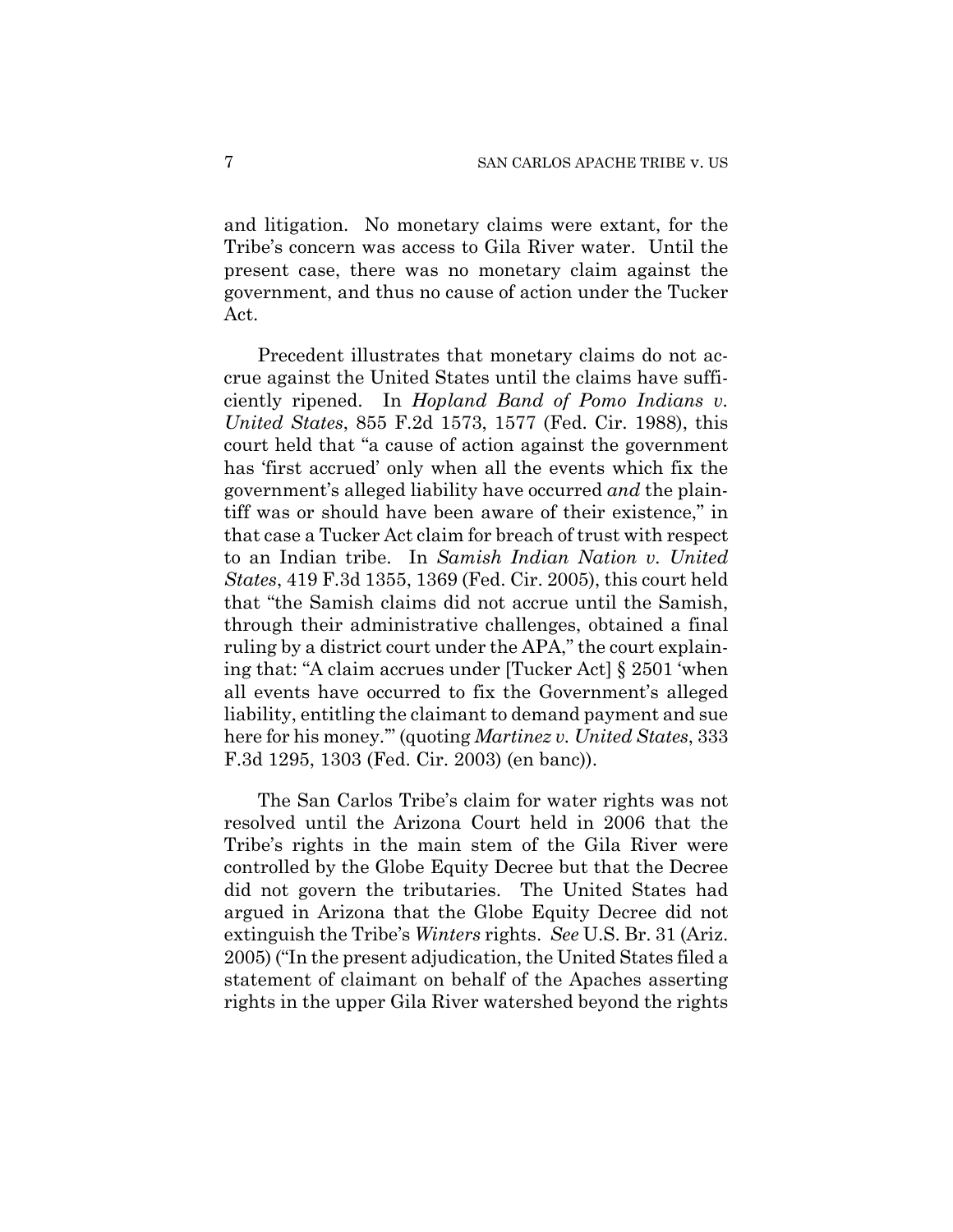and litigation. No monetary claims were extant, for the Tribe's concern was access to Gila River water. Until the present case, there was no monetary claim against the government, and thus no cause of action under the Tucker Act.

Precedent illustrates that monetary claims do not accrue against the United States until the claims have sufficiently ripened. In *Hopland Band of Pomo Indians v. United States*, 855 F.2d 1573, 1577 (Fed. Cir. 1988), this court held that "a cause of action against the government has 'first accrued' only when all the events which fix the government's alleged liability have occurred *and* the plaintiff was or should have been aware of their existence," in that case a Tucker Act claim for breach of trust with respect to an Indian tribe. In *Samish Indian Nation v. United States*, 419 F.3d 1355, 1369 (Fed. Cir. 2005), this court held that "the Samish claims did not accrue until the Samish, through their administrative challenges, obtained a final ruling by a district court under the APA," the court explaining that: "A claim accrues under [Tucker Act] § 2501 'when all events have occurred to fix the Government's alleged liability, entitling the claimant to demand payment and sue here for his money.'" (quoting *Martinez v. United States*, 333 F.3d 1295, 1303 (Fed. Cir. 2003) (en banc)).

The San Carlos Tribe's claim for water rights was not resolved until the Arizona Court held in 2006 that the Tribe's rights in the main stem of the Gila River were controlled by the Globe Equity Decree but that the Decree did not govern the tributaries. The United States had argued in Arizona that the Globe Equity Decree did not extinguish the Tribe's *Winters* rights. *See* U.S. Br. 31 (Ariz. 2005) ("In the present adjudication, the United States filed a statement of claimant on behalf of the Apaches asserting rights in the upper Gila River watershed beyond the rights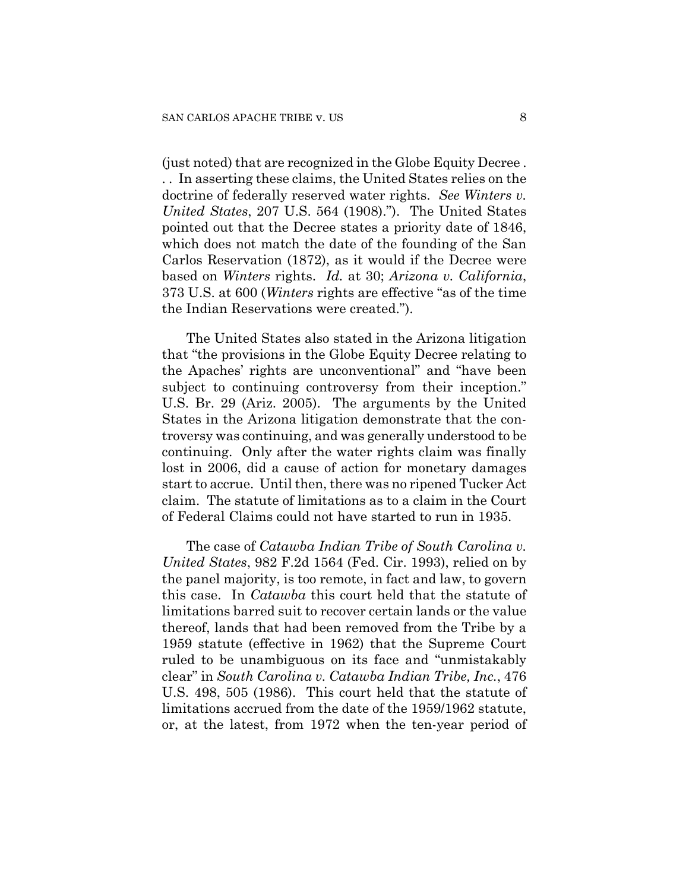(just noted) that are recognized in the Globe Equity Decree . . . In asserting these claims, the United States relies on the doctrine of federally reserved water rights. *See Winters v. United States*, 207 U.S. 564 (1908)."). The United States pointed out that the Decree states a priority date of 1846, which does not match the date of the founding of the San Carlos Reservation (1872), as it would if the Decree were based on *Winters* rights. *Id.* at 30; *Arizona v. California*, 373 U.S. at 600 (*Winters* rights are effective "as of the time the Indian Reservations were created.").

The United States also stated in the Arizona litigation that "the provisions in the Globe Equity Decree relating to the Apaches' rights are unconventional" and "have been subject to continuing controversy from their inception." U.S. Br. 29 (Ariz. 2005). The arguments by the United States in the Arizona litigation demonstrate that the controversy was continuing, and was generally understood to be continuing. Only after the water rights claim was finally lost in 2006, did a cause of action for monetary damages start to accrue. Until then, there was no ripened Tucker Act claim. The statute of limitations as to a claim in the Court of Federal Claims could not have started to run in 1935.

The case of *Catawba Indian Tribe of South Carolina v. United States*, 982 F.2d 1564 (Fed. Cir. 1993), relied on by the panel majority, is too remote, in fact and law, to govern this case. In *Catawba* this court held that the statute of limitations barred suit to recover certain lands or the value thereof, lands that had been removed from the Tribe by a 1959 statute (effective in 1962) that the Supreme Court ruled to be unambiguous on its face and "unmistakably clear" in *South Carolina v. Catawba Indian Tribe, Inc.*, 476 U.S. 498, 505 (1986). This court held that the statute of limitations accrued from the date of the 1959/1962 statute, or, at the latest, from 1972 when the ten-year period of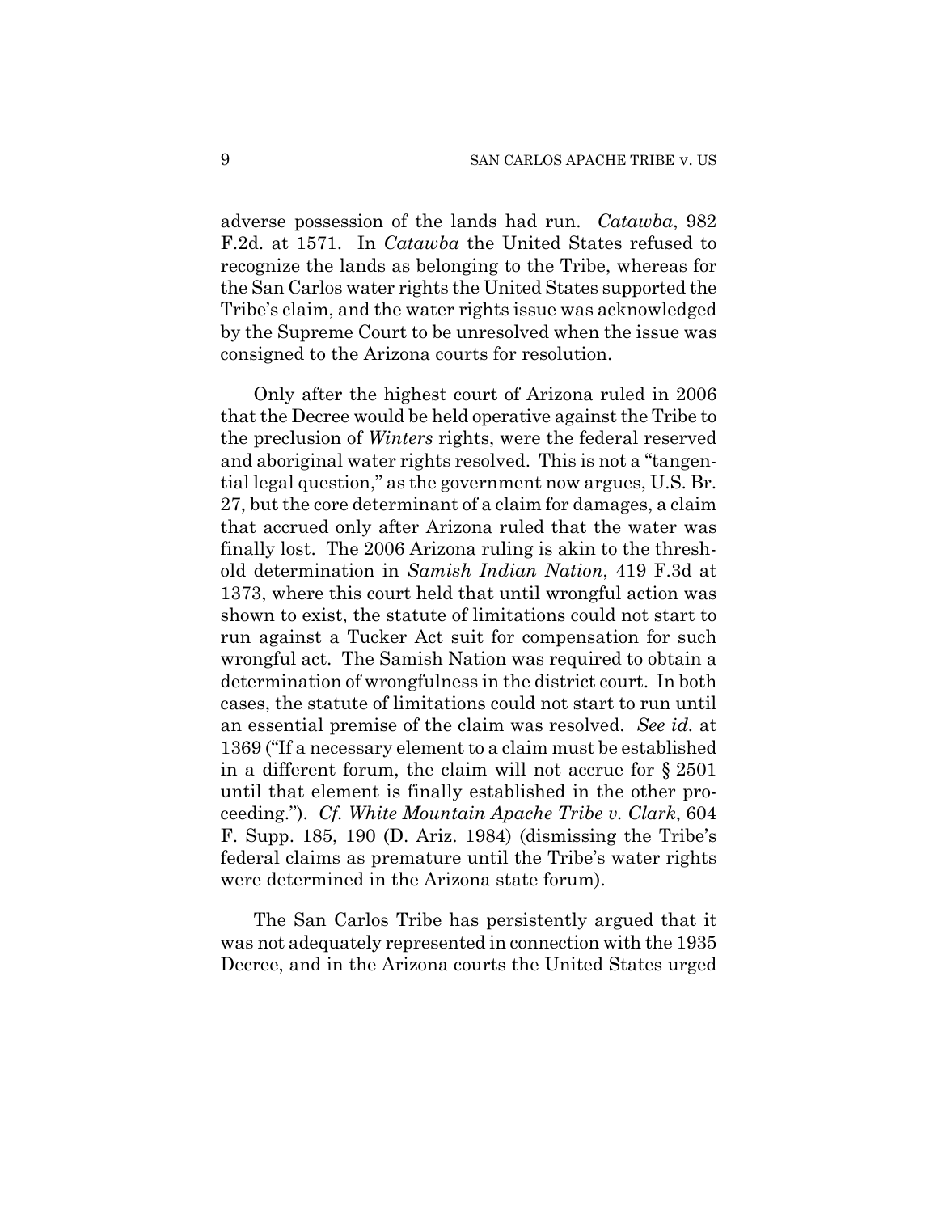adverse possession of the lands had run. *Catawba*, 982 F.2d. at 1571. In *Catawba* the United States refused to recognize the lands as belonging to the Tribe, whereas for the San Carlos water rights the United States supported the Tribe's claim, and the water rights issue was acknowledged by the Supreme Court to be unresolved when the issue was consigned to the Arizona courts for resolution.

Only after the highest court of Arizona ruled in 2006 that the Decree would be held operative against the Tribe to the preclusion of *Winters* rights, were the federal reserved and aboriginal water rights resolved. This is not a "tangential legal question," as the government now argues, U.S. Br. 27, but the core determinant of a claim for damages, a claim that accrued only after Arizona ruled that the water was finally lost. The 2006 Arizona ruling is akin to the threshold determination in *Samish Indian Nation*, 419 F.3d at 1373, where this court held that until wrongful action was shown to exist, the statute of limitations could not start to run against a Tucker Act suit for compensation for such wrongful act. The Samish Nation was required to obtain a determination of wrongfulness in the district court. In both cases, the statute of limitations could not start to run until an essential premise of the claim was resolved. *See id.* at 1369 ("If a necessary element to a claim must be established in a different forum, the claim will not accrue for § 2501 until that element is finally established in the other proceeding."). *Cf. White Mountain Apache Tribe v. Clark*, 604 F. Supp. 185, 190 (D. Ariz. 1984) (dismissing the Tribe's federal claims as premature until the Tribe's water rights were determined in the Arizona state forum).

The San Carlos Tribe has persistently argued that it was not adequately represented in connection with the 1935 Decree, and in the Arizona courts the United States urged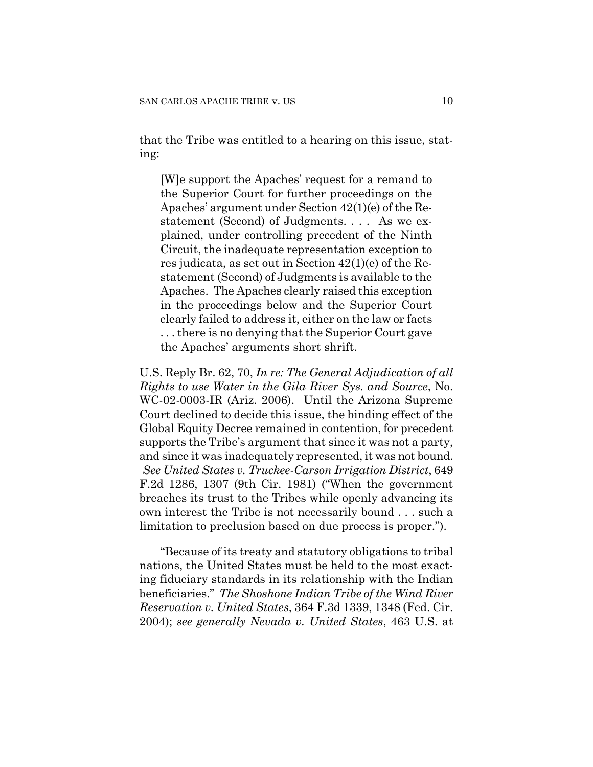that the Tribe was entitled to a hearing on this issue, stating:

> [W]e support the Apaches' request for a remand to the Superior Court for further proceedings on the Apaches' argument under Section 42(1)(e) of the Restatement (Second) of Judgments. . . . As we explained, under controlling precedent of the Ninth Circuit, the inadequate representation exception to res judicata, as set out in Section 42(1)(e) of the Restatement (Second) of Judgments is available to the Apaches. The Apaches clearly raised this exception in the proceedings below and the Superior Court clearly failed to address it, either on the law or facts . . . there is no denying that the Superior Court gave the Apaches' arguments short shrift.

U.S. Reply Br. 62, 70, *In re: The General Adjudication of all Rights to use Water in the Gila River Sys. and Source*, No. WC-02-0003-IR (Ariz. 2006). Until the Arizona Supreme Court declined to decide this issue, the binding effect of the Global Equity Decree remained in contention, for precedent supports the Tribe's argument that since it was not a party, and since it was inadequately represented, it was not bound. *See United States v. Truckee-Carson Irrigation District*, 649 F.2d 1286, 1307 (9th Cir. 1981) ("When the government breaches its trust to the Tribes while openly advancing its own interest the Tribe is not necessarily bound . . . such a limitation to preclusion based on due process is proper.").

"Because of its treaty and statutory obligations to tribal nations, the United States must be held to the most exacting fiduciary standards in its relationship with the Indian beneficiaries." *The Shoshone Indian Tribe of the Wind River Reservation v. United States*, 364 F.3d 1339, 1348 (Fed. Cir. 2004); *see generally Nevada v. United States*, 463 U.S. at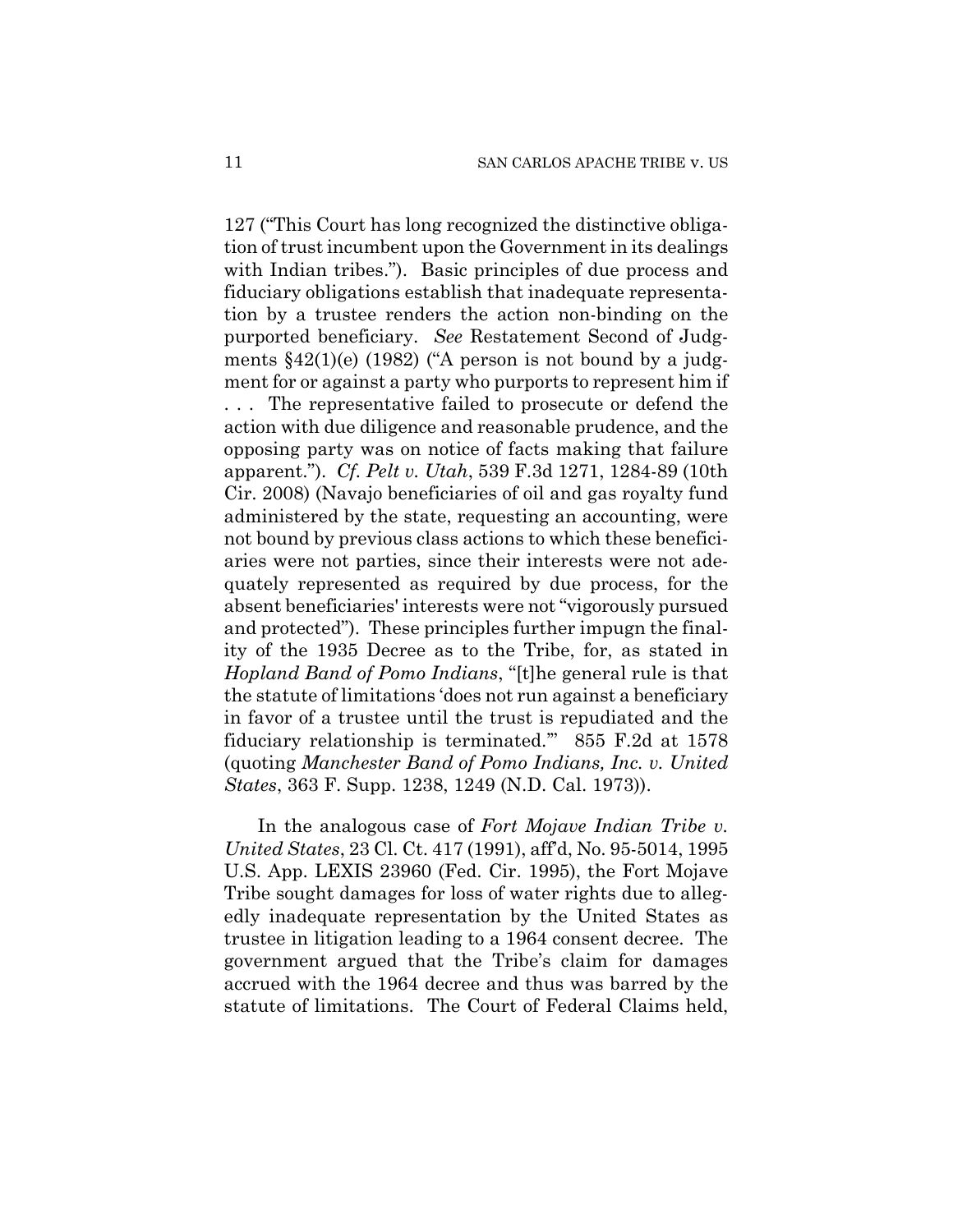127 ("This Court has long recognized the distinctive obligation of trust incumbent upon the Government in its dealings with Indian tribes."). Basic principles of due process and fiduciary obligations establish that inadequate representation by a trustee renders the action non-binding on the purported beneficiary. *See* Restatement Second of Judgments §42(1)(e) (1982) ("A person is not bound by a judgment for or against a party who purports to represent him if . . . The representative failed to prosecute or defend the action with due diligence and reasonable prudence, and the opposing party was on notice of facts making that failure apparent."). *Cf. Pelt v. Utah*, 539 F.3d 1271, 1284-89 (10th Cir. 2008) (Navajo beneficiaries of oil and gas royalty fund administered by the state, requesting an accounting, were not bound by previous class actions to which these beneficiaries were not parties, since their interests were not adequately represented as required by due process, for the absent beneficiaries' interests were not "vigorously pursued and protected"). These principles further impugn the finality of the 1935 Decree as to the Tribe, for, as stated in *Hopland Band of Pomo Indians*, "[t]he general rule is that the statute of limitations 'does not run against a beneficiary in favor of a trustee until the trust is repudiated and the fiduciary relationship is terminated.'" 855 F.2d at 1578 (quoting *Manchester Band of Pomo Indians, Inc. v. United States*, 363 F. Supp. 1238, 1249 (N.D. Cal. 1973)).

In the analogous case of *Fort Mojave Indian Tribe v. United States*, 23 Cl. Ct. 417 (1991), aff'd, No. 95-5014, 1995 U.S. App. LEXIS 23960 (Fed. Cir. 1995), the Fort Mojave Tribe sought damages for loss of water rights due to allegedly inadequate representation by the United States as trustee in litigation leading to a 1964 consent decree. The government argued that the Tribe's claim for damages accrued with the 1964 decree and thus was barred by the statute of limitations. The Court of Federal Claims held,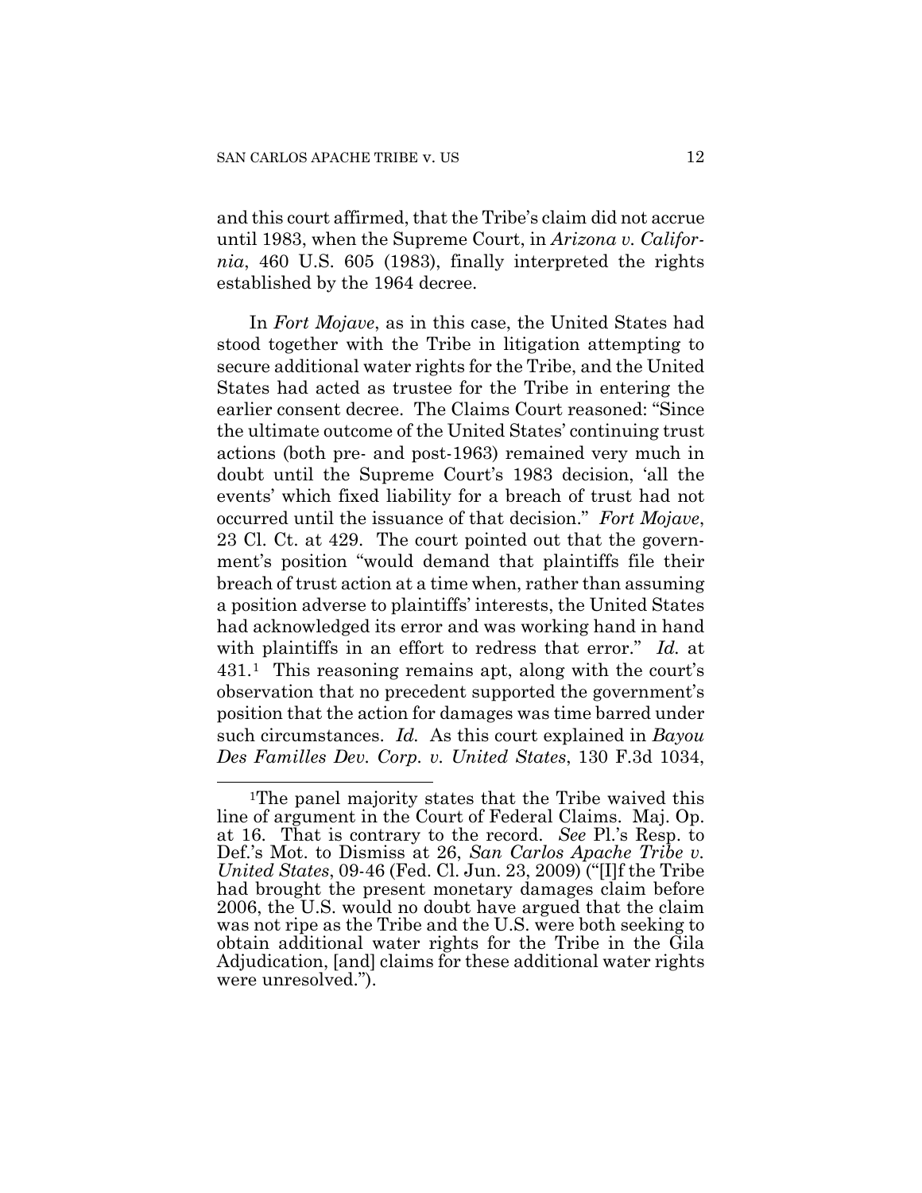and this court affirmed, that the Tribe's claim did not accrue until 1983, when the Supreme Court, in *Arizona v. California*, 460 U.S. 605 (1983), finally interpreted the rights established by the 1964 decree.

In *Fort Mojave*, as in this case, the United States had stood together with the Tribe in litigation attempting to secure additional water rights for the Tribe, and the United States had acted as trustee for the Tribe in entering the earlier consent decree. The Claims Court reasoned: "Since the ultimate outcome of the United States' continuing trust actions (both pre- and post-1963) remained very much in doubt until the Supreme Court's 1983 decision, 'all the events' which fixed liability for a breach of trust had not occurred until the issuance of that decision." *Fort Mojave*, 23 Cl. Ct. at 429. The court pointed out that the government's position "would demand that plaintiffs file their breach of trust action at a time when, rather than assuming a position adverse to plaintiffs' interests, the United States had acknowledged its error and was working hand in hand with plaintiffs in an effort to redress that error." *Id.* at 431.[1] This reasoning remains apt, along with the court's observation that no precedent supported the government's position that the action for damages was time barred under such circumstances. *Id.* As this court explained in *Bayou Des Familles Dev. Corp. v. United States*, 130 F.3d 1034,

---

[1]The panel majority states that the Tribe waived this line of argument in the Court of Federal Claims. Maj. Op. at 16. That is contrary to the record. *See* Pl.'s Resp. to Def.'s Mot. to Dismiss at 26, *San Carlos Apache Tribe v. United States*, 09-46 (Fed. Cl. Jun. 23, 2009) ("[I]f the Tribe had brought the present monetary damages claim before 2006, the U.S. would no doubt have argued that the claim was not ripe as the Tribe and the U.S. were both seeking to obtain additional water rights for the Tribe in the Gila Adjudication, [and] claims for these additional water rights were unresolved.").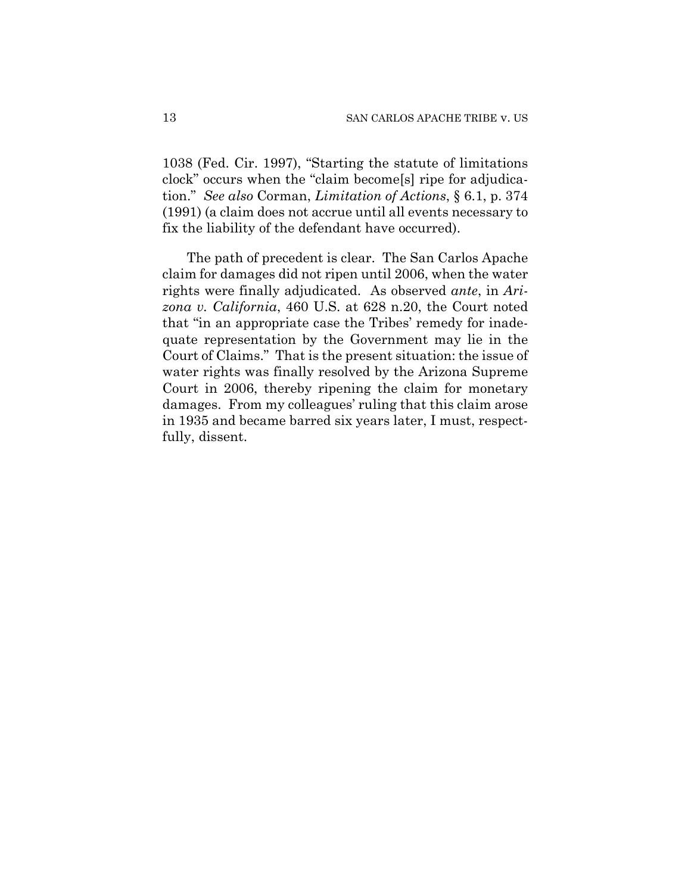1038 (Fed. Cir. 1997), "Starting the statute of limitations clock" occurs when the "claim become[s] ripe for adjudication." *See also* Corman, *Limitation of Actions*, § 6.1, p. 374 (1991) (a claim does not accrue until all events necessary to fix the liability of the defendant have occurred).

The path of precedent is clear. The San Carlos Apache claim for damages did not ripen until 2006, when the water rights were finally adjudicated. As observed *ante*, in *Arizona v. California*, 460 U.S. at 628 n.20, the Court noted that "in an appropriate case the Tribes' remedy for inadequate representation by the Government may lie in the Court of Claims." That is the present situation: the issue of water rights was finally resolved by the Arizona Supreme Court in 2006, thereby ripening the claim for monetary damages. From my colleagues' ruling that this claim arose in 1935 and became barred six years later, I must, respectfully, dissent.